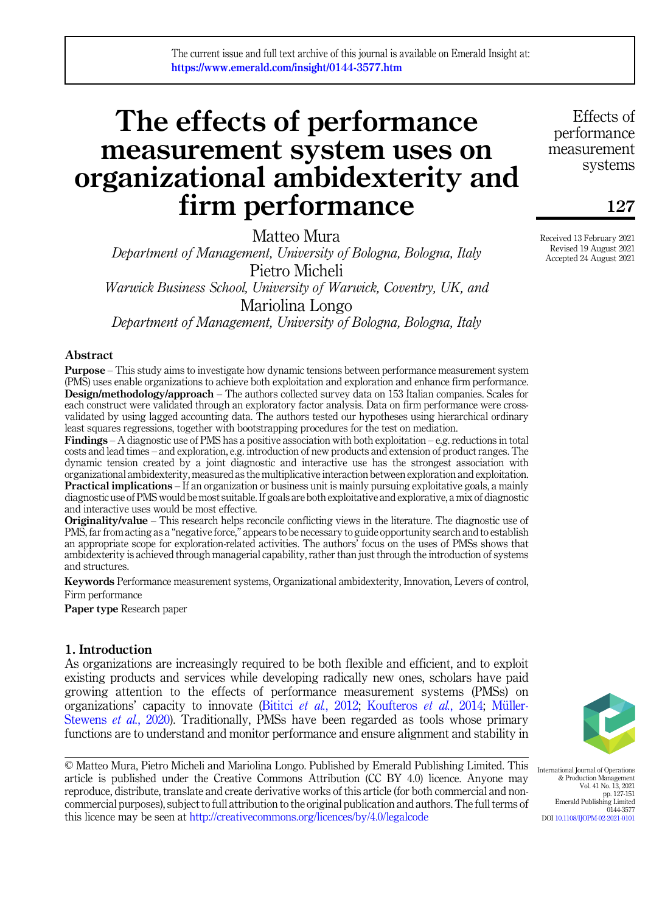The current issue and full text archive of this journal is available on Emerald Insight at: https://www.emerald.com/insight/0144-3577.htm

# The effects of performance measurement system uses on organizational ambidexterity and firm performance

Matteo Mura
*Department of Management, University of Bologna, Bologna, Italy*

Pietro Micheli
*Warwick Business School, University of Warwick, Coventry, UK, and*

Mariolina Longo
*Department of Management, University of Bologna, Bologna, Italy*

Received 13 February 2021
Revised 19 August 2021
Accepted 24 August 2021

## Abstract

**Purpose** – This study aims to investigate how dynamic tensions between performance measurement system (PMS) uses enable organizations to achieve both exploitation and exploration and enhance firm performance.

**Design/methodology/approach** – The authors collected survey data on 153 Italian companies. Scales for each construct were validated through an exploratory factor analysis. Data on firm performance were cross-validated by using lagged accounting data. The authors tested our hypotheses using hierarchical ordinary least squares regressions, together with bootstrapping procedures for the test on mediation.

**Findings** – A diagnostic use of PMS has a positive association with both exploitation – e.g. reductions in total costs and lead times – and exploration, e.g. introduction of new products and extension of product ranges. The dynamic tension created by a joint diagnostic and interactive use has the strongest association with organizational ambidexterity, measured as the multiplicative interaction between exploration and exploitation.

**Practical implications** – If an organization or business unit is mainly pursuing exploitative goals, a mainly diagnostic use of PMS would be most suitable. If goals are both exploitative and explorative, a mix of diagnostic and interactive uses would be most effective.

**Originality/value** – This research helps reconcile conflicting views in the literature. The diagnostic use of PMS, far from acting as a "negative force," appears to be necessary to guide opportunity search and to establish an appropriate scope for exploration-related activities. The authors' focus on the uses of PMSs shows that ambidexterity is achieved through managerial capability, rather than just through the introduction of systems and structures.

**Keywords** Performance measurement systems, Organizational ambidexterity, Innovation, Levers of control, Firm performance

**Paper type** Research paper

## 1. Introduction

As organizations are increasingly required to be both flexible and efficient, and to exploit existing products and services while developing radically new ones, scholars have paid growing attention to the effects of performance measurement systems (PMSs) on organizations' capacity to innovate (Bititci *et al.*, 2012; Koufteros *et al.*, 2014; Müller-Stewens *et al.*, 2020). Traditionally, PMSs have been regarded as tools whose primary functions are to understand and monitor performance and ensure alignment and stability in

© Matteo Mura, Pietro Micheli and Mariolina Longo. Published by Emerald Publishing Limited. This article is published under the Creative Commons Attribution (CC BY 4.0) licence. Anyone may reproduce, distribute, translate and create derivative works of this article (for both commercial and non-commercial purposes), subject to full attribution to the original publication and authors. The full terms of this licence may be seen at http://creativecommons.org/licences/by/4.0/legalcode

International Journal of Operations & Production Management
Vol. 41 No. 13, 2021
pp. 127-151
Emerald Publishing Limited
0144-3577
DOI 10.1108/IJOPM-02-2021-0101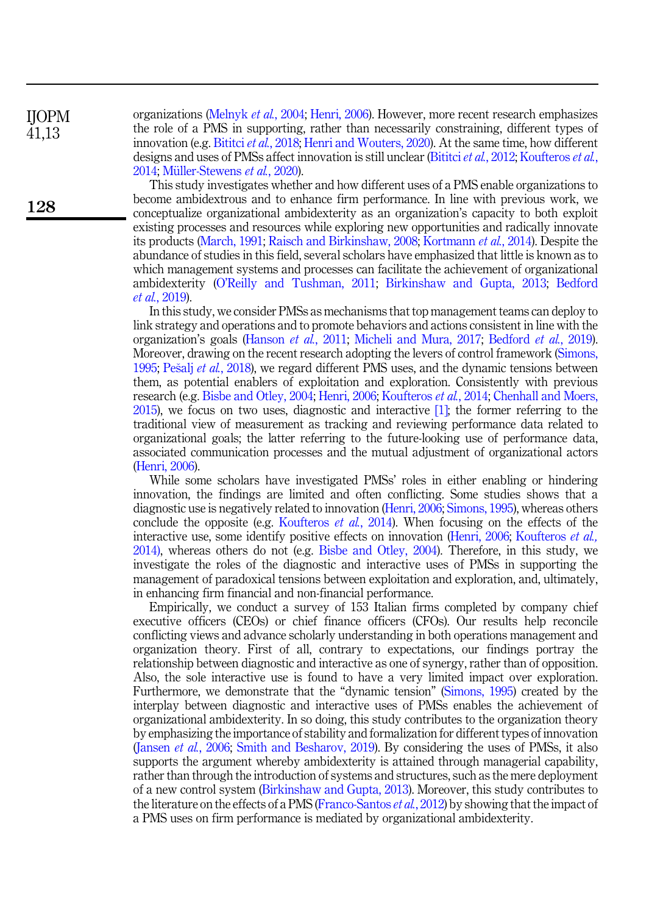organizations (Melnyk *et al.*, 2004; Henri, 2006). However, more recent research emphasizes the role of a PMS in supporting, rather than necessarily constraining, different types of innovation (e.g. Bititci *et al.*, 2018; Henri and Wouters, 2020). At the same time, how different designs and uses of PMSs affect innovation is still unclear (Bititci *et al.*, 2012; Koufteros *et al.*, 2014; Müller-Stewens *et al.*, 2020).

This study investigates whether and how different uses of a PMS enable organizations to become ambidextrous and to enhance firm performance. In line with previous work, we conceptualize organizational ambidexterity as an organization's capacity to both exploit existing processes and resources while exploring new opportunities and radically innovate its products (March, 1991; Raisch and Birkinshaw, 2008; Kortmann *et al.*, 2014). Despite the abundance of studies in this field, several scholars have emphasized that little is known as to which management systems and processes can facilitate the achievement of organizational ambidexterity (O'Reilly and Tushman, 2011; Birkinshaw and Gupta, 2013; Bedford *et al.*, 2019).

In this study, we consider PMSs as mechanisms that top management teams can deploy to link strategy and operations and to promote behaviors and actions consistent in line with the organization's goals (Hanson *et al.*, 2011; Micheli and Mura, 2017; Bedford *et al.*, 2019). Moreover, drawing on the recent research adopting the levers of control framework (Simons, 1995; Pešalj *et al.*, 2018), we regard different PMS uses, and the dynamic tensions between them, as potential enablers of exploitation and exploration. Consistently with previous research (e.g. Bisbe and Otley, 2004; Henri, 2006; Koufteros *et al.*, 2014; Chenhall and Moers, 2015), we focus on two uses, diagnostic and interactive [1]; the former referring to the traditional view of measurement as tracking and reviewing performance data related to organizational goals; the latter referring to the future-looking use of performance data, associated communication processes and the mutual adjustment of organizational actors (Henri, 2006).

While some scholars have investigated PMSs' roles in either enabling or hindering innovation, the findings are limited and often conflicting. Some studies shows that a diagnostic use is negatively related to innovation (Henri, 2006; Simons, 1995), whereas others conclude the opposite (e.g. Koufteros *et al.*, 2014). When focusing on the effects of the interactive use, some identify positive effects on innovation (Henri, 2006; Koufteros *et al.*, 2014), whereas others do not (e.g. Bisbe and Otley, 2004). Therefore, in this study, we investigate the roles of the diagnostic and interactive uses of PMSs in supporting the management of paradoxical tensions between exploitation and exploration, and, ultimately, in enhancing firm financial and non-financial performance.

Empirically, we conduct a survey of 153 Italian firms completed by company chief executive officers (CEOs) or chief finance officers (CFOs). Our results help reconcile conflicting views and advance scholarly understanding in both operations management and organization theory. First of all, contrary to expectations, our findings portray the relationship between diagnostic and interactive as one of synergy, rather than of opposition. Also, the sole interactive use is found to have a very limited impact over exploration. Furthermore, we demonstrate that the "dynamic tension" (Simons, 1995) created by the interplay between diagnostic and interactive uses of PMSs enables the achievement of organizational ambidexterity. In so doing, this study contributes to the organization theory by emphasizing the importance of stability and formalization for different types of innovation (Jansen *et al.*, 2006; Smith and Besharov, 2019). By considering the uses of PMSs, it also supports the argument whereby ambidexterity is attained through managerial capability, rather than through the introduction of systems and structures, such as the mere deployment of a new control system (Birkinshaw and Gupta, 2013). Moreover, this study contributes to the literature on the effects of a PMS (Franco-Santos *et al.*, 2012) by showing that the impact of a PMS uses on firm performance is mediated by organizational ambidexterity.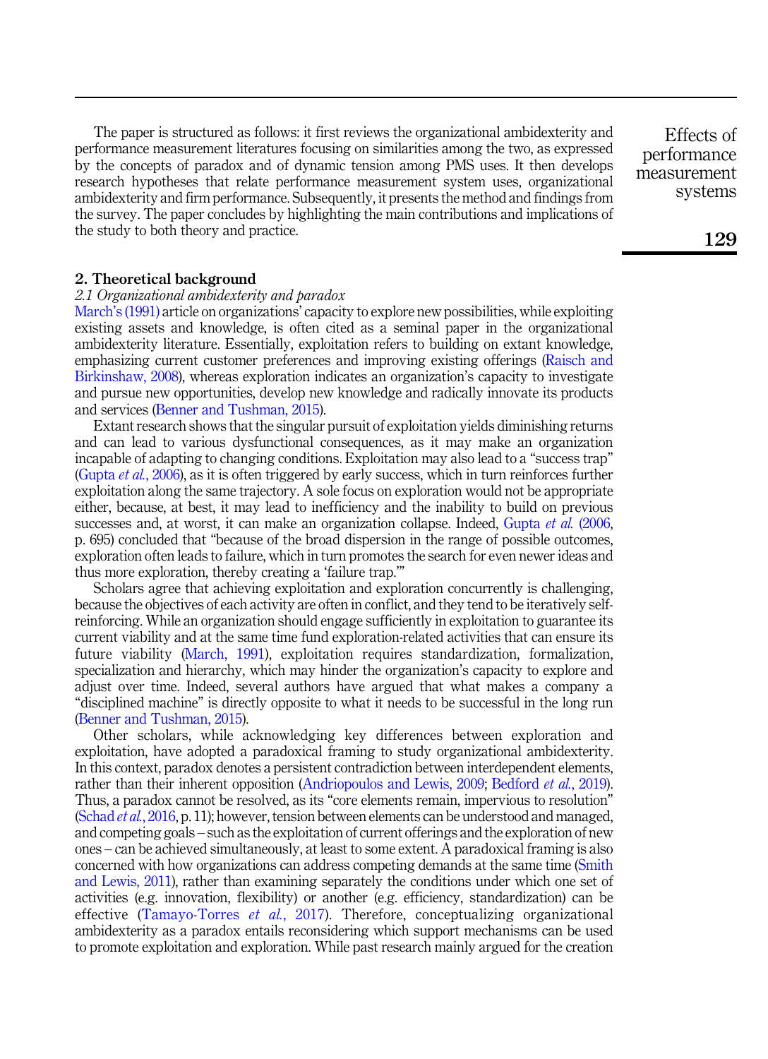The paper is structured as follows: it first reviews the organizational ambidexterity and performance measurement literatures focusing on similarities among the two, as expressed by the concepts of paradox and of dynamic tension among PMS uses. It then develops research hypotheses that relate performance measurement system uses, organizational ambidexterity and firm performance. Subsequently, it presents the method and findings from the survey. The paper concludes by highlighting the main contributions and implications of the study to both theory and practice.

## 2. Theoretical background

### *2.1 Organizational ambidexterity and paradox*

March's (1991) article on organizations' capacity to explore new possibilities, while exploiting existing assets and knowledge, is often cited as a seminal paper in the organizational ambidexterity literature. Essentially, exploitation refers to building on extant knowledge, emphasizing current customer preferences and improving existing offerings (Raisch and Birkinshaw, 2008), whereas exploration indicates an organization's capacity to investigate and pursue new opportunities, develop new knowledge and radically innovate its products and services (Benner and Tushman, 2015).

Extant research shows that the singular pursuit of exploitation yields diminishing returns and can lead to various dysfunctional consequences, as it may make an organization incapable of adapting to changing conditions. Exploitation may also lead to a "success trap" (Gupta *et al.*, 2006), as it is often triggered by early success, which in turn reinforces further exploitation along the same trajectory. A sole focus on exploration would not be appropriate either, because, at best, it may lead to inefficiency and the inability to build on previous successes and, at worst, it can make an organization collapse. Indeed, Gupta *et al.* (2006, p. 695) concluded that "because of the broad dispersion in the range of possible outcomes, exploration often leads to failure, which in turn promotes the search for even newer ideas and thus more exploration, thereby creating a 'failure trap.'"

Scholars agree that achieving exploitation and exploration concurrently is challenging, because the objectives of each activity are often in conflict, and they tend to be iteratively self-reinforcing. While an organization should engage sufficiently in exploitation to guarantee its current viability and at the same time fund exploration-related activities that can ensure its future viability (March, 1991), exploitation requires standardization, formalization, specialization and hierarchy, which may hinder the organization's capacity to explore and adjust over time. Indeed, several authors have argued that what makes a company a "disciplined machine" is directly opposite to what it needs to be successful in the long run (Benner and Tushman, 2015).

Other scholars, while acknowledging key differences between exploration and exploitation, have adopted a paradoxical framing to study organizational ambidexterity. In this context, paradox denotes a persistent contradiction between interdependent elements, rather than their inherent opposition (Andriopoulos and Lewis, 2009; Bedford *et al.*, 2019). Thus, a paradox cannot be resolved, as its "core elements remain, impervious to resolution" (Schad *et al.*, 2016, p. 11); however, tension between elements can be understood and managed, and competing goals – such as the exploitation of current offerings and the exploration of new ones – can be achieved simultaneously, at least to some extent. A paradoxical framing is also concerned with how organizations can address competing demands at the same time (Smith and Lewis, 2011), rather than examining separately the conditions under which one set of activities (e.g. innovation, flexibility) or another (e.g. efficiency, standardization) can be effective (Tamayo-Torres *et al.*, 2017). Therefore, conceptualizing organizational ambidexterity as a paradox entails reconsidering which support mechanisms can be used to promote exploitation and exploration. While past research mainly argued for the creation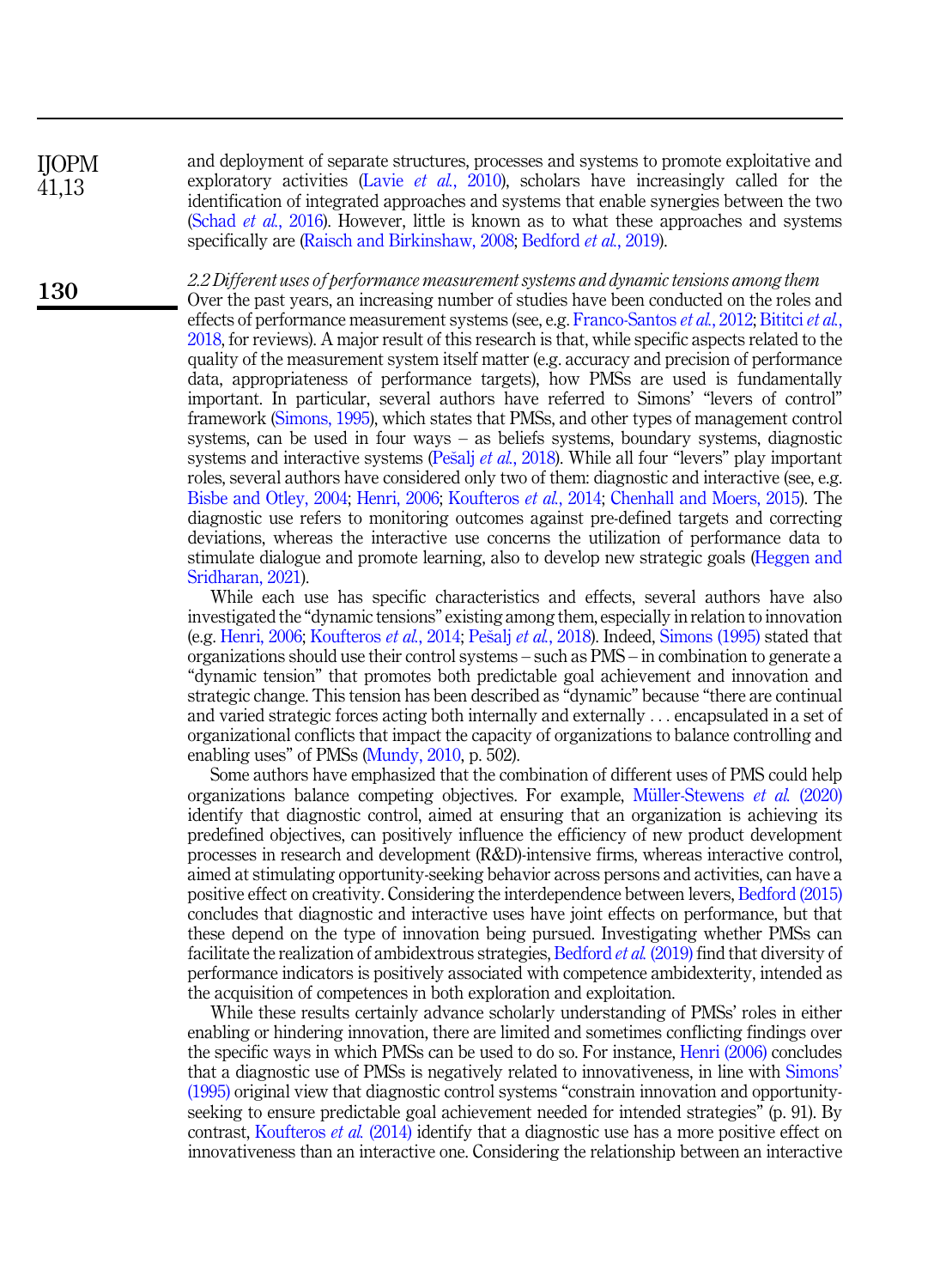and deployment of separate structures, processes and systems to promote exploitative and exploratory activities (Lavie *et al.*, 2010), scholars have increasingly called for the identification of integrated approaches and systems that enable synergies between the two (Schad *et al.*, 2016). However, little is known as to what these approaches and systems specifically are (Raisch and Birkinshaw, 2008; Bedford *et al.*, 2019).

### *2.2 Different uses of performance measurement systems and dynamic tensions among them*

Over the past years, an increasing number of studies have been conducted on the roles and effects of performance measurement systems (see, e.g. Franco-Santos *et al.*, 2012; Bititci *et al.*, 2018, for reviews). A major result of this research is that, while specific aspects related to the quality of the measurement system itself matter (e.g. accuracy and precision of performance data, appropriateness of performance targets), how PMSs are used is fundamentally important. In particular, several authors have referred to Simons' "levers of control" framework (Simons, 1995), which states that PMSs, and other types of management control systems, can be used in four ways – as beliefs systems, boundary systems, diagnostic systems and interactive systems (Pešalj *et al.*, 2018). While all four "levers" play important roles, several authors have considered only two of them: diagnostic and interactive (see, e.g. Bisbe and Otley, 2004; Henri, 2006; Koufteros *et al.*, 2014; Chenhall and Moers, 2015). The diagnostic use refers to monitoring outcomes against pre-defined targets and correcting deviations, whereas the interactive use concerns the utilization of performance data to stimulate dialogue and promote learning, also to develop new strategic goals (Heggen and Sridharan, 2021).

While each use has specific characteristics and effects, several authors have also investigated the "dynamic tensions" existing among them, especially in relation to innovation (e.g. Henri, 2006; Koufteros *et al.*, 2014; Pešalj *et al.*, 2018). Indeed, Simons (1995) stated that organizations should use their control systems – such as PMS – in combination to generate a "dynamic tension" that promotes both predictable goal achievement and innovation and strategic change. This tension has been described as "dynamic" because "there are continual and varied strategic forces acting both internally and externally . . . encapsulated in a set of organizational conflicts that impact the capacity of organizations to balance controlling and enabling uses" of PMSs (Mundy, 2010, p. 502).

Some authors have emphasized that the combination of different uses of PMS could help organizations balance competing objectives. For example, Müller-Stewens *et al.* (2020) identify that diagnostic control, aimed at ensuring that an organization is achieving its predefined objectives, can positively influence the efficiency of new product development processes in research and development (R&D)-intensive firms, whereas interactive control, aimed at stimulating opportunity-seeking behavior across persons and activities, can have a positive effect on creativity. Considering the interdependence between levers, Bedford (2015) concludes that diagnostic and interactive uses have joint effects on performance, but that these depend on the type of innovation being pursued. Investigating whether PMSs can facilitate the realization of ambidextrous strategies, Bedford *et al.* (2019) find that diversity of performance indicators is positively associated with competence ambidexterity, intended as the acquisition of competences in both exploration and exploitation.

While these results certainly advance scholarly understanding of PMSs' roles in either enabling or hindering innovation, there are limited and sometimes conflicting findings over the specific ways in which PMSs can be used to do so. For instance, Henri (2006) concludes that a diagnostic use of PMSs is negatively related to innovativeness, in line with Simons' (1995) original view that diagnostic control systems "constrain innovation and opportunity-seeking to ensure predictable goal achievement needed for intended strategies" (p. 91). By contrast, Koufteros *et al.* (2014) identify that a diagnostic use has a more positive effect on innovativeness than an interactive one. Considering the relationship between an interactive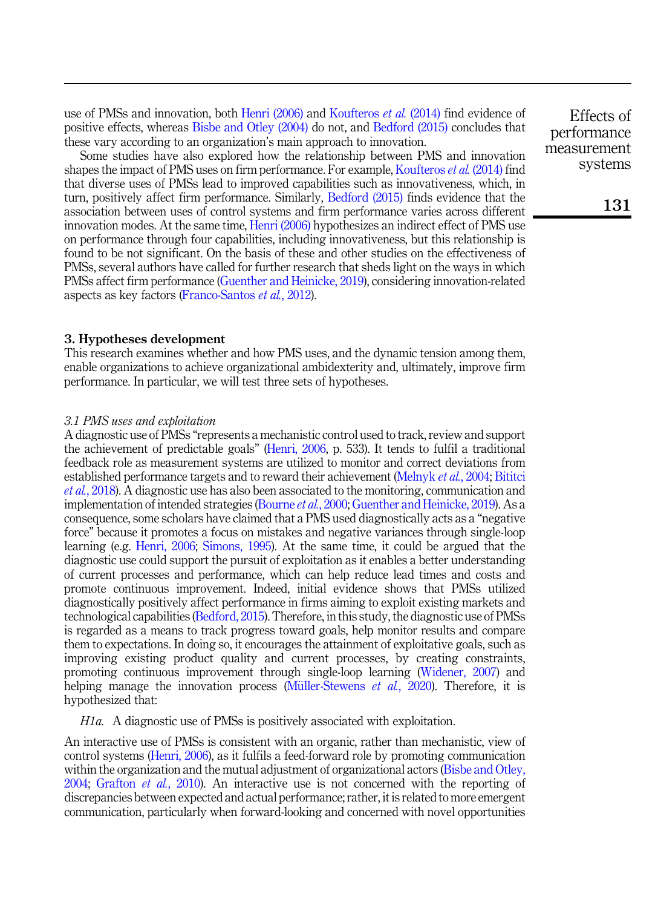use of PMSs and innovation, both Henri (2006) and Koufteros *et al.* (2014) find evidence of positive effects, whereas Bisbe and Otley (2004) do not, and Bedford (2015) concludes that these vary according to an organization's main approach to innovation.

Some studies have also explored how the relationship between PMS and innovation shapes the impact of PMS uses on firm performance. For example, Koufteros *et al.* (2014) find that diverse uses of PMSs lead to improved capabilities such as innovativeness, which, in turn, positively affect firm performance. Similarly, Bedford (2015) finds evidence that the association between uses of control systems and firm performance varies across different innovation modes. At the same time, Henri (2006) hypothesizes an indirect effect of PMS use on performance through four capabilities, including innovativeness, but this relationship is found to be not significant. On the basis of these and other studies on the effectiveness of PMSs, several authors have called for further research that sheds light on the ways in which PMSs affect firm performance (Guenther and Heinicke, 2019), considering innovation-related aspects as key factors (Franco-Santos *et al.*, 2012).

## 3. Hypotheses development

This research examines whether and how PMS uses, and the dynamic tension among them, enable organizations to achieve organizational ambidexterity and, ultimately, improve firm performance. In particular, we will test three sets of hypotheses.

### *3.1 PMS uses and exploitation*

A diagnostic use of PMSs "represents a mechanistic control used to track, review and support the achievement of predictable goals" (Henri, 2006, p. 533). It tends to fulfil a traditional feedback role as measurement systems are utilized to monitor and correct deviations from established performance targets and to reward their achievement (Melnyk *et al.*, 2004; Bititci *et al.*, 2018). A diagnostic use has also been associated to the monitoring, communication and implementation of intended strategies (Bourne *et al.*, 2000; Guenther and Heinicke, 2019). As a consequence, some scholars have claimed that a PMS used diagnostically acts as a "negative force" because it promotes a focus on mistakes and negative variances through single-loop learning (e.g. Henri, 2006; Simons, 1995). At the same time, it could be argued that the diagnostic use could support the pursuit of exploitation as it enables a better understanding of current processes and performance, which can help reduce lead times and costs and promote continuous improvement. Indeed, initial evidence shows that PMSs utilized diagnostically positively affect performance in firms aiming to exploit existing markets and technological capabilities (Bedford, 2015). Therefore, in this study, the diagnostic use of PMSs is regarded as a means to track progress toward goals, help monitor results and compare them to expectations. In doing so, it encourages the attainment of exploitative goals, such as improving existing product quality and current processes, by creating constraints, promoting continuous improvement through single-loop learning (Widener, 2007) and helping manage the innovation process (Müller-Stewens *et al.*, 2020). Therefore, it is hypothesized that:

*H1a.* A diagnostic use of PMSs is positively associated with exploitation.

An interactive use of PMSs is consistent with an organic, rather than mechanistic, view of control systems (Henri, 2006), as it fulfils a feed-forward role by promoting communication within the organization and the mutual adjustment of organizational actors (Bisbe and Otley, 2004; Grafton *et al.*, 2010). An interactive use is not concerned with the reporting of discrepancies between expected and actual performance; rather, it is related to more emergent communication, particularly when forward-looking and concerned with novel opportunities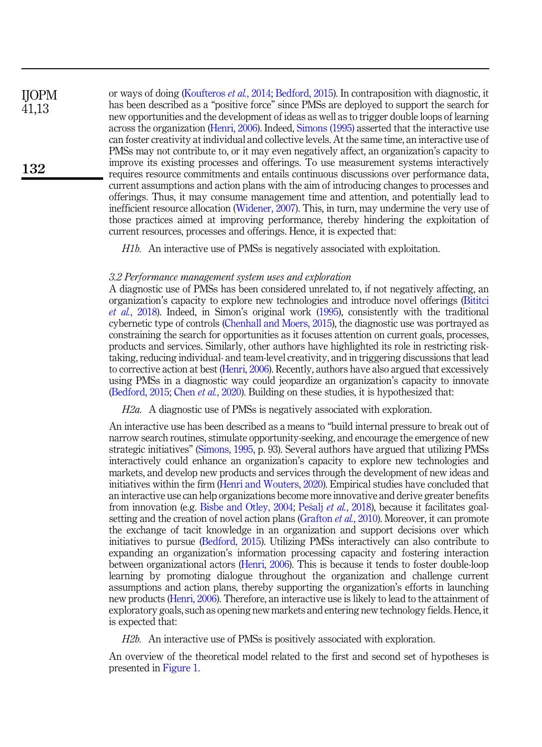or ways of doing (Koufteros *et al.*, 2014; Bedford, 2015). In contraposition with diagnostic, it has been described as a "positive force" since PMSs are deployed to support the search for new opportunities and the development of ideas as well as to trigger double loops of learning across the organization (Henri, 2006). Indeed, Simons (1995) asserted that the interactive use can foster creativity at individual and collective levels. At the same time, an interactive use of PMSs may not contribute to, or it may even negatively affect, an organization's capacity to improve its existing processes and offerings. To use measurement systems interactively requires resource commitments and entails continuous discussions over performance data, current assumptions and action plans with the aim of introducing changes to processes and offerings. Thus, it may consume management time and attention, and potentially lead to inefficient resource allocation (Widener, 2007). This, in turn, may undermine the very use of those practices aimed at improving performance, thereby hindering the exploitation of current resources, processes and offerings. Hence, it is expected that:

*H1b.* An interactive use of PMSs is negatively associated with exploitation.

### *3.2 Performance management system uses and exploration*

A diagnostic use of PMSs has been considered unrelated to, if not negatively affecting, an organization's capacity to explore new technologies and introduce novel offerings (Bititci *et al.*, 2018). Indeed, in Simon's original work (1995), consistently with the traditional cybernetic type of controls (Chenhall and Moers, 2015), the diagnostic use was portrayed as constraining the search for opportunities as it focuses attention on current goals, processes, products and services. Similarly, other authors have highlighted its role in restricting risk-taking, reducing individual- and team-level creativity, and in triggering discussions that lead to corrective action at best (Henri, 2006). Recently, authors have also argued that excessively using PMSs in a diagnostic way could jeopardize an organization's capacity to innovate (Bedford, 2015; Chen *et al.*, 2020). Building on these studies, it is hypothesized that:

*H2a.* A diagnostic use of PMSs is negatively associated with exploration.

An interactive use has been described as a means to "build internal pressure to break out of narrow search routines, stimulate opportunity-seeking, and encourage the emergence of new strategic initiatives" (Simons, 1995, p. 93). Several authors have argued that utilizing PMSs interactively could enhance an organization's capacity to explore new technologies and markets, and develop new products and services through the development of new ideas and initiatives within the firm (Henri and Wouters, 2020). Empirical studies have concluded that an interactive use can help organizations become more innovative and derive greater benefits from innovation (e.g. Bisbe and Otley, 2004; Pešalj *et al.*, 2018), because it facilitates goal-setting and the creation of novel action plans (Grafton *et al.*, 2010). Moreover, it can promote the exchange of tacit knowledge in an organization and support decisions over which initiatives to pursue (Bedford, 2015). Utilizing PMSs interactively can also contribute to expanding an organization's information processing capacity and fostering interaction between organizational actors (Henri, 2006). This is because it tends to foster double-loop learning by promoting dialogue throughout the organization and challenge current assumptions and action plans, thereby supporting the organization's efforts in launching new products (Henri, 2006). Therefore, an interactive use is likely to lead to the attainment of exploratory goals, such as opening new markets and entering new technology fields. Hence, it is expected that:

*H2b.* An interactive use of PMSs is positively associated with exploration.

An overview of the theoretical model related to the first and second set of hypotheses is presented in Figure 1.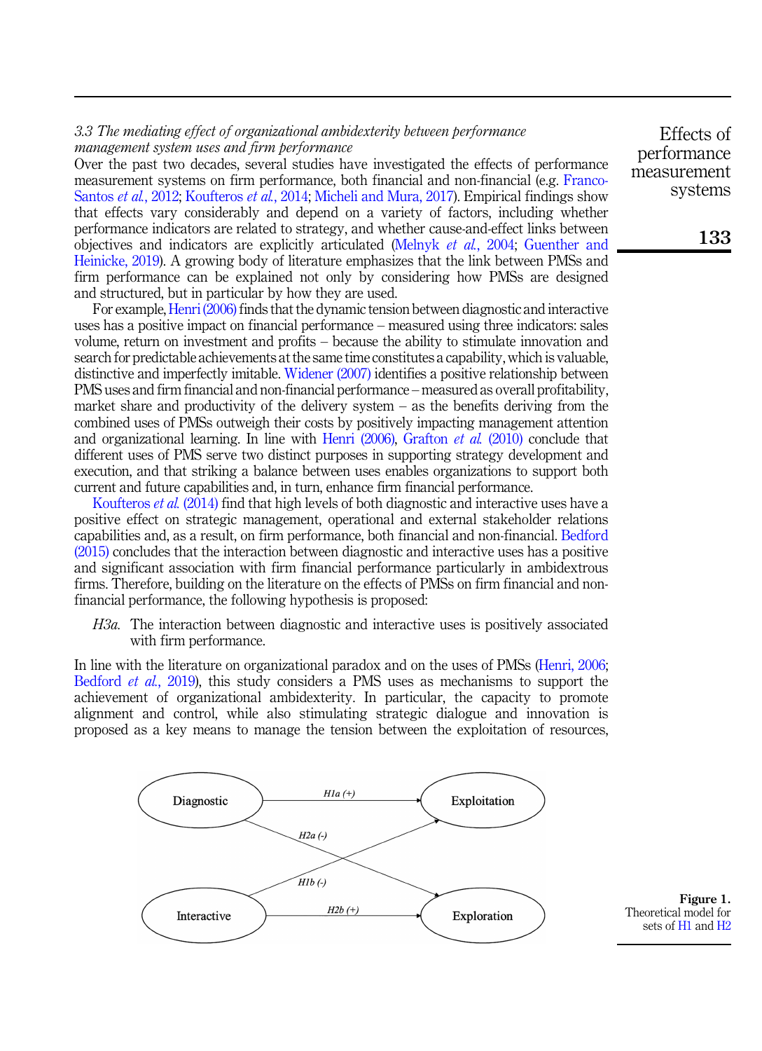### 3.3 The mediating effect of organizational ambidexterity between performance management system uses and firm performance

Over the past two decades, several studies have investigated the effects of performance measurement systems on firm performance, both financial and non-financial (e.g. Franco-Santos *et al.*, 2012; Koufteros *et al.*, 2014; Micheli and Mura, 2017). Empirical findings show that effects vary considerably and depend on a variety of factors, including whether performance indicators are related to strategy, and whether cause-and-effect links between objectives and indicators are explicitly articulated (Melnyk *et al.*, 2004; Guenther and Heinicke, 2019). A growing body of literature emphasizes that the link between PMSs and firm performance can be explained not only by considering how PMSs are designed and structured, but in particular by how they are used.

For example, Henri (2006) finds that the dynamic tension between diagnostic and interactive uses has a positive impact on financial performance – measured using three indicators: sales volume, return on investment and profits – because the ability to stimulate innovation and search for predictable achievements at the same time constitutes a capability, which is valuable, distinctive and imperfectly imitable. Widener (2007) identifies a positive relationship between PMS uses and firm financial and non-financial performance – measured as overall profitability, market share and productivity of the delivery system – as the benefits deriving from the combined uses of PMSs outweigh their costs by positively impacting management attention and organizational learning. In line with Henri (2006), Grafton *et al.* (2010) conclude that different uses of PMS serve two distinct purposes in supporting strategy development and execution, and that striking a balance between uses enables organizations to support both current and future capabilities and, in turn, enhance firm financial performance.

Koufteros *et al.* (2014) find that high levels of both diagnostic and interactive uses have a positive effect on strategic management, operational and external stakeholder relations capabilities and, as a result, on firm performance, both financial and non-financial. Bedford (2015) concludes that the interaction between diagnostic and interactive uses has a positive and significant association with firm financial performance particularly in ambidextrous firms. Therefore, building on the literature on the effects of PMSs on firm financial and non-financial performance, the following hypothesis is proposed:

*H3a.* The interaction between diagnostic and interactive uses is positively associated with firm performance.

In line with the literature on organizational paradox and on the uses of PMSs (Henri, 2006; Bedford *et al.*, 2019), this study considers a PMS uses as mechanisms to support the achievement of organizational ambidexterity. In particular, the capacity to promote alignment and control, while also stimulating strategic dialogue and innovation is proposed as a key means to manage the tension between the exploitation of resources,

**Figure 1.** Theoretical model for sets of H1 and H2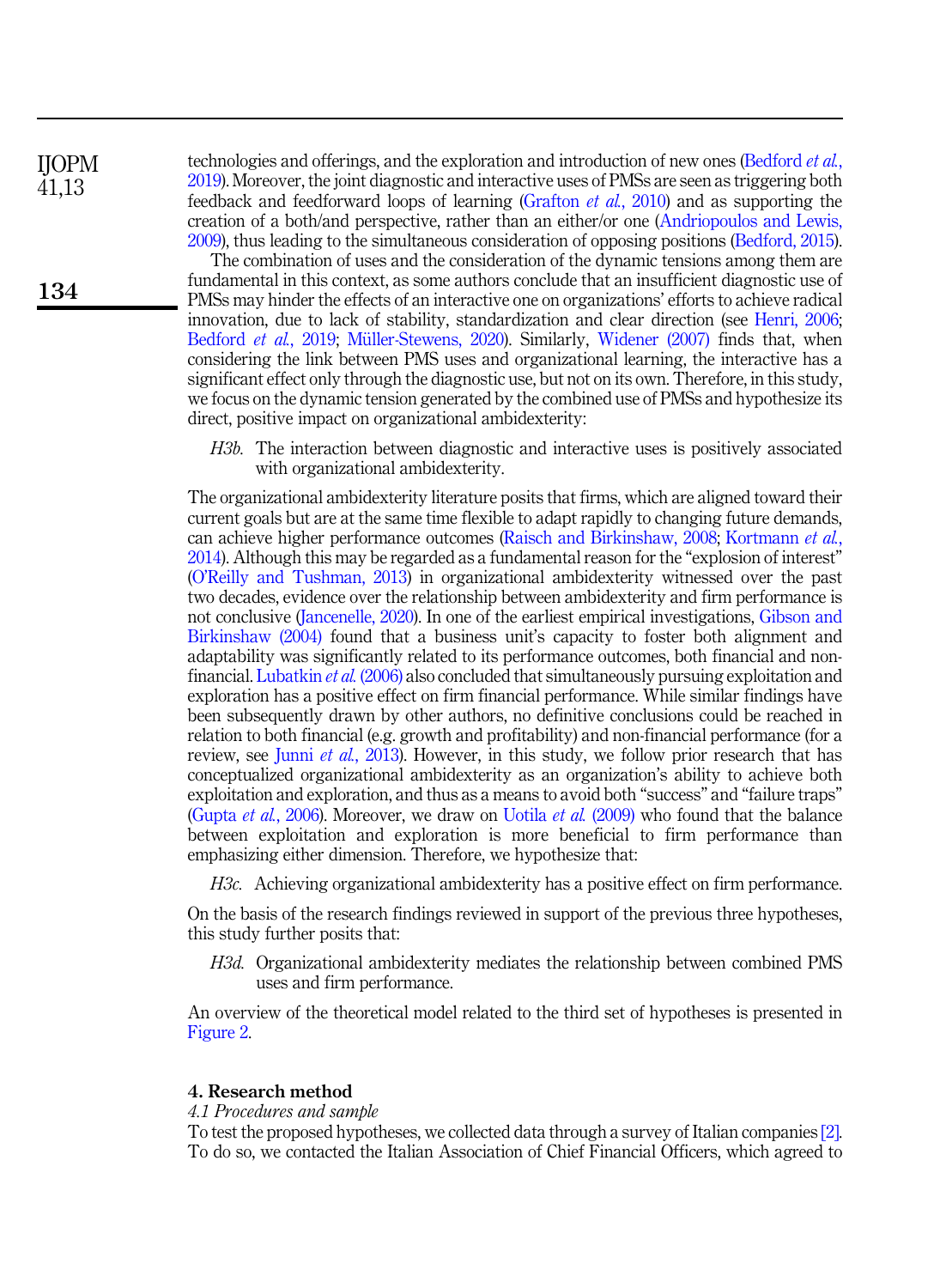technologies and offerings, and the exploration and introduction of new ones (Bedford *et al.*, 2019). Moreover, the joint diagnostic and interactive uses of PMSs are seen as triggering both feedback and feedforward loops of learning (Grafton *et al.*, 2010) and as supporting the creation of a both/and perspective, rather than an either/or one (Andriopoulos and Lewis, 2009), thus leading to the simultaneous consideration of opposing positions (Bedford, 2015).

The combination of uses and the consideration of the dynamic tensions among them are fundamental in this context, as some authors conclude that an insufficient diagnostic use of PMSs may hinder the effects of an interactive one on organizations' efforts to achieve radical innovation, due to lack of stability, standardization and clear direction (see Henri, 2006; Bedford *et al.*, 2019; Müller-Stewens, 2020). Similarly, Widener (2007) finds that, when considering the link between PMS uses and organizational learning, the interactive has a significant effect only through the diagnostic use, but not on its own. Therefore, in this study, we focus on the dynamic tension generated by the combined use of PMSs and hypothesize its direct, positive impact on organizational ambidexterity:

> *H3b.* The interaction between diagnostic and interactive uses is positively associated with organizational ambidexterity.

The organizational ambidexterity literature posits that firms, which are aligned toward their current goals but are at the same time flexible to adapt rapidly to changing future demands, can achieve higher performance outcomes (Raisch and Birkinshaw, 2008; Kortmann *et al.*, 2014). Although this may be regarded as a fundamental reason for the "explosion of interest" (O'Reilly and Tushman, 2013) in organizational ambidexterity witnessed over the past two decades, evidence over the relationship between ambidexterity and firm performance is not conclusive (Jancenelle, 2020). In one of the earliest empirical investigations, Gibson and Birkinshaw (2004) found that a business unit's capacity to foster both alignment and adaptability was significantly related to its performance outcomes, both financial and non-financial. Lubatkin *et al.* (2006) also concluded that simultaneously pursuing exploitation and exploration has a positive effect on firm financial performance. While similar findings have been subsequently drawn by other authors, no definitive conclusions could be reached in relation to both financial (e.g. growth and profitability) and non-financial performance (for a review, see Junni *et al.*, 2013). However, in this study, we follow prior research that has conceptualized organizational ambidexterity as an organization's ability to achieve both exploitation and exploration, and thus as a means to avoid both "success" and "failure traps" (Gupta *et al.*, 2006). Moreover, we draw on Uotila *et al.* (2009) who found that the balance between exploitation and exploration is more beneficial to firm performance than emphasizing either dimension. Therefore, we hypothesize that:

> *H3c.* Achieving organizational ambidexterity has a positive effect on firm performance.

On the basis of the research findings reviewed in support of the previous three hypotheses, this study further posits that:

> *H3d.* Organizational ambidexterity mediates the relationship between combined PMS uses and firm performance.

An overview of the theoretical model related to the third set of hypotheses is presented in Figure 2.

## 4. Research method

### *4.1 Procedures and sample*

To test the proposed hypotheses, we collected data through a survey of Italian companies [2]. To do so, we contacted the Italian Association of Chief Financial Officers, which agreed to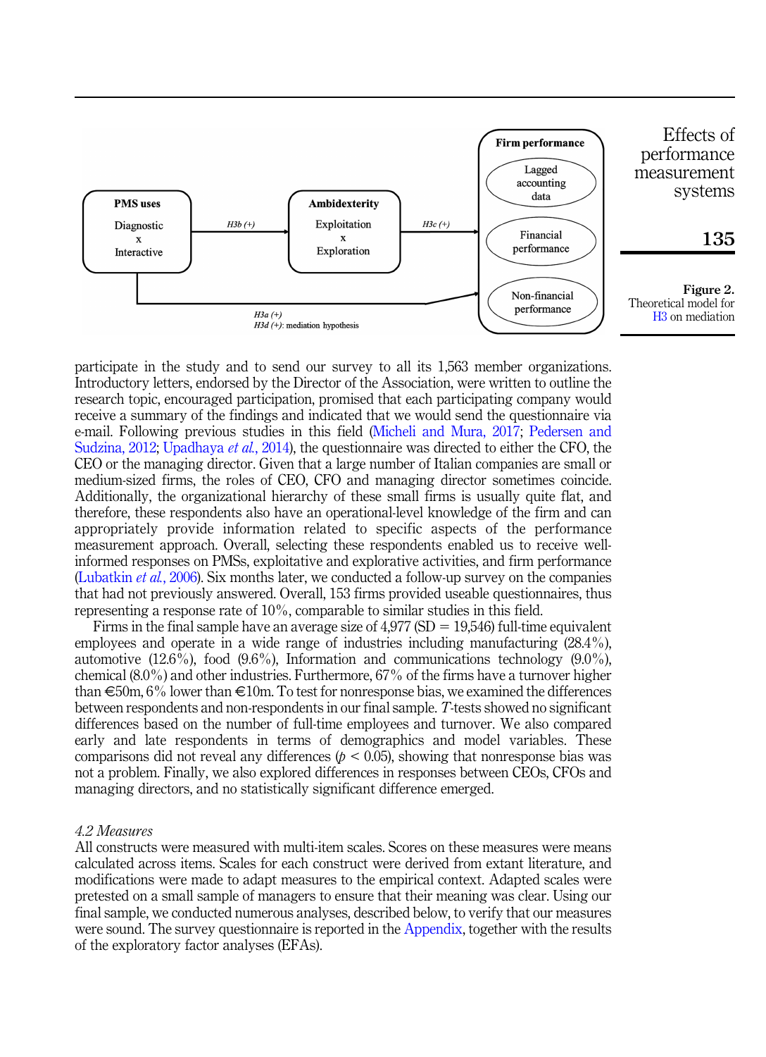Figure 2.
Theoretical model for H3 on mediation

participate in the study and to send our survey to all its 1,563 member organizations. Introductory letters, endorsed by the Director of the Association, were written to outline the research topic, encouraged participation, promised that each participating company would receive a summary of the findings and indicated that we would send the questionnaire via e-mail. Following previous studies in this field (Micheli and Mura, 2017; Pedersen and Sudzina, 2012; Upadhaya *et al.*, 2014), the questionnaire was directed to either the CFO, the CEO or the managing director. Given that a large number of Italian companies are small or medium-sized firms, the roles of CEO, CFO and managing director sometimes coincide. Additionally, the organizational hierarchy of these small firms is usually quite flat, and therefore, these respondents also have an operational-level knowledge of the firm and can appropriately provide information related to specific aspects of the performance measurement approach. Overall, selecting these respondents enabled us to receive well-informed responses on PMSs, exploitative and explorative activities, and firm performance (Lubatkin *et al.*, 2006). Six months later, we conducted a follow-up survey on the companies that had not previously answered. Overall, 153 firms provided useable questionnaires, thus representing a response rate of 10%, comparable to similar studies in this field.

Firms in the final sample have an average size of 4,977 (SD = 19,546) full-time equivalent employees and operate in a wide range of industries including manufacturing (28.4%), automotive (12.6%), food (9.6%), Information and communications technology (9.0%), chemical (8.0%) and other industries. Furthermore, 67% of the firms have a turnover higher than €50m, 6% lower than €10m. To test for nonresponse bias, we examined the differences between respondents and non-respondents in our final sample. *T*-tests showed no significant differences based on the number of full-time employees and turnover. We also compared early and late respondents in terms of demographics and model variables. These comparisons did not reveal any differences ($p < 0.05$), showing that nonresponse bias was not a problem. Finally, we also explored differences in responses between CEOs, CFOs and managing directors, and no statistically significant difference emerged.

### *4.2 Measures*

All constructs were measured with multi-item scales. Scores on these measures were means calculated across items. Scales for each construct were derived from extant literature, and modifications were made to adapt measures to the empirical context. Adapted scales were pretested on a small sample of managers to ensure that their meaning was clear. Using our final sample, we conducted numerous analyses, described below, to verify that our measures were sound. The survey questionnaire is reported in the Appendix, together with the results of the exploratory factor analyses (EFAs).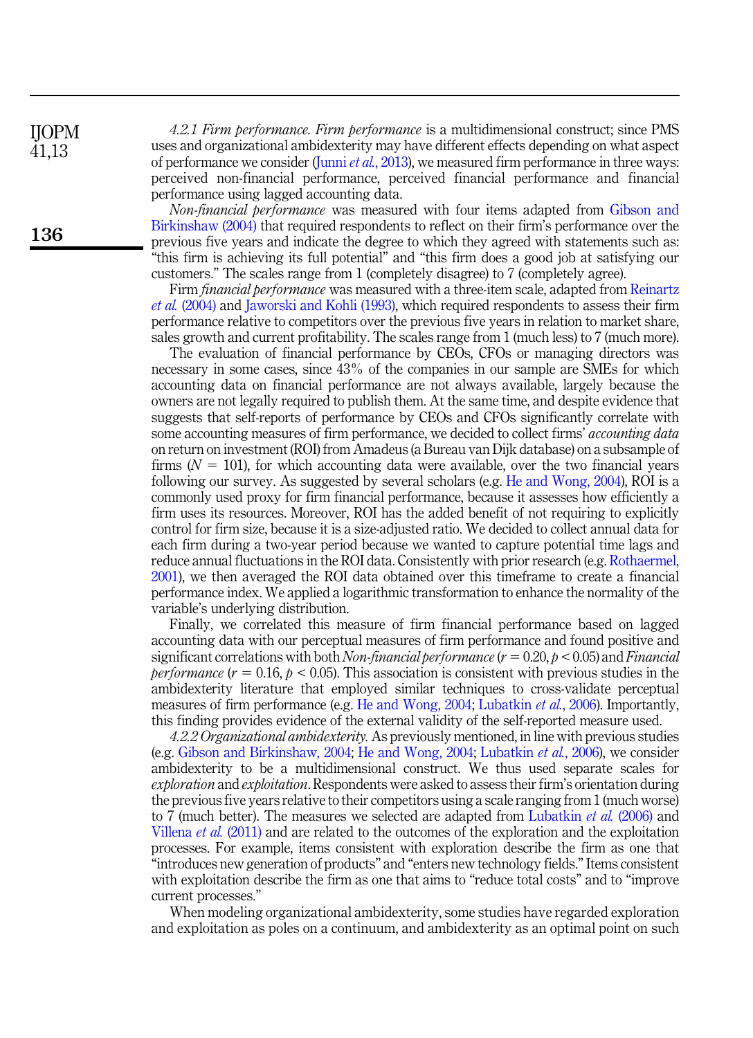*4.2.1 Firm performance. Firm performance* is a multidimensional construct; since PMS uses and organizational ambidexterity may have different effects depending on what aspect of performance we consider (Junni *et al.*, 2013), we measured firm performance in three ways: perceived non-financial performance, perceived financial performance and financial performance using lagged accounting data.

*Non-financial performance* was measured with four items adapted from Gibson and Birkinshaw (2004) that required respondents to reflect on their firm's performance over the previous five years and indicate the degree to which they agreed with statements such as: "this firm is achieving its full potential" and "this firm does a good job at satisfying our customers." The scales range from 1 (completely disagree) to 7 (completely agree).

Firm *financial performance* was measured with a three-item scale, adapted from Reinartz *et al.* (2004) and Jaworski and Kohli (1993), which required respondents to assess their firm performance relative to competitors over the previous five years in relation to market share, sales growth and current profitability. The scales range from 1 (much less) to 7 (much more).

The evaluation of financial performance by CEOs, CFOs or managing directors was necessary in some cases, since 43% of the companies in our sample are SMEs for which accounting data on financial performance are not always available, largely because the owners are not legally required to publish them. At the same time, and despite evidence that suggests that self-reports of performance by CEOs and CFOs significantly correlate with some accounting measures of firm performance, we decided to collect firms' *accounting data* on return on investment (ROI) from Amadeus (a Bureau van Dijk database) on a subsample of firms ($N = 101$), for which accounting data were available, over the two financial years following our survey. As suggested by several scholars (e.g. He and Wong, 2004), ROI is a commonly used proxy for firm financial performance, because it assesses how efficiently a firm uses its resources. Moreover, ROI has the added benefit of not requiring to explicitly control for firm size, because it is a size-adjusted ratio. We decided to collect annual data for each firm during a two-year period because we wanted to capture potential time lags and reduce annual fluctuations in the ROI data. Consistently with prior research (e.g. Rothaermel, 2001), we then averaged the ROI data obtained over this timeframe to create a financial performance index. We applied a logarithmic transformation to enhance the normality of the variable's underlying distribution.

Finally, we correlated this measure of firm financial performance based on lagged accounting data with our perceptual measures of firm performance and found positive and significant correlations with both *Non-financial performance* ($r = 0.20$, $p < 0.05$) and *Financial performance* ($r = 0.16$, $p < 0.05$). This association is consistent with previous studies in the ambidexterity literature that employed similar techniques to cross-validate perceptual measures of firm performance (e.g. He and Wong, 2004; Lubatkin *et al.*, 2006). Importantly, this finding provides evidence of the external validity of the self-reported measure used.

*4.2.2 Organizational ambidexterity.* As previously mentioned, in line with previous studies (e.g. Gibson and Birkinshaw, 2004; He and Wong, 2004; Lubatkin *et al.*, 2006), we consider ambidexterity to be a multidimensional construct. We thus used separate scales for *exploration* and *exploitation*. Respondents were asked to assess their firm's orientation during the previous five years relative to their competitors using a scale ranging from 1 (much worse) to 7 (much better). The measures we selected are adapted from Lubatkin *et al.* (2006) and Villena *et al.* (2011) and are related to the outcomes of the exploration and the exploitation processes. For example, items consistent with exploration describe the firm as one that "introduces new generation of products" and "enters new technology fields." Items consistent with exploitation describe the firm as one that aims to "reduce total costs" and to "improve current processes."

When modeling organizational ambidexterity, some studies have regarded exploration and exploitation as poles on a continuum, and ambidexterity as an optimal point on such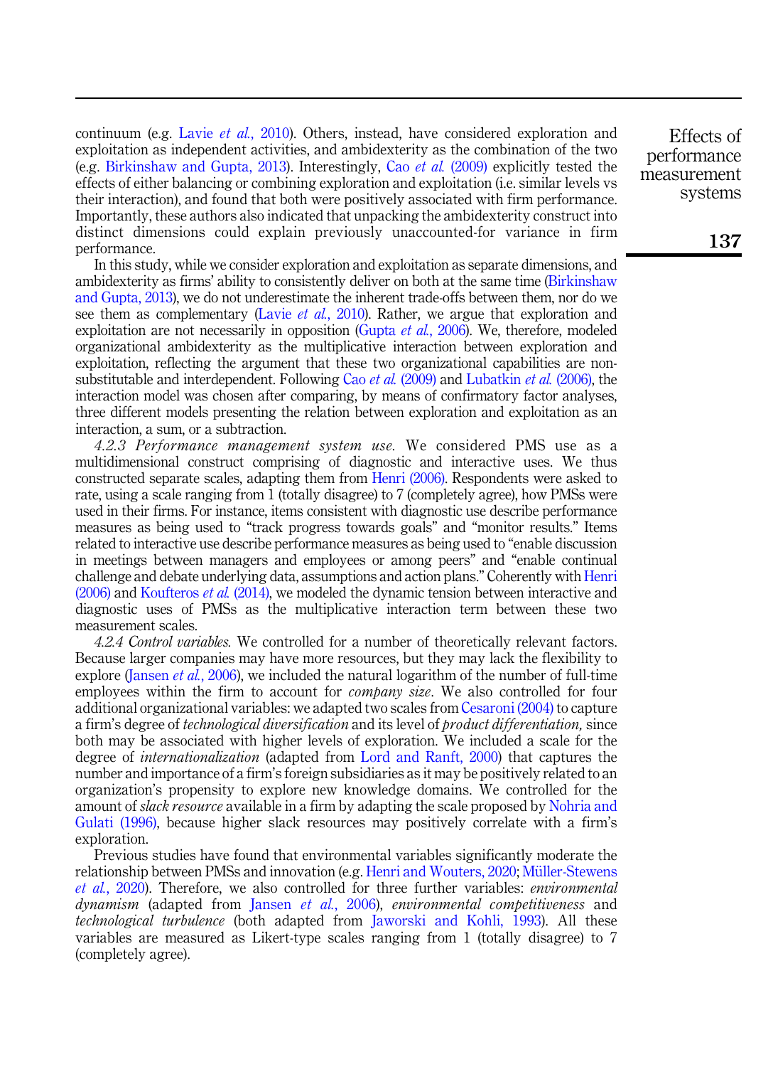continuum (e.g. Lavie *et al.*, 2010). Others, instead, have considered exploration and exploitation as independent activities, and ambidexterity as the combination of the two (e.g. Birkinshaw and Gupta, 2013). Interestingly, Cao *et al.* (2009) explicitly tested the effects of either balancing or combining exploration and exploitation (i.e. similar levels vs their interaction), and found that both were positively associated with firm performance. Importantly, these authors also indicated that unpacking the ambidexterity construct into distinct dimensions could explain previously unaccounted-for variance in firm performance.

In this study, while we consider exploration and exploitation as separate dimensions, and ambidexterity as firms' ability to consistently deliver on both at the same time (Birkinshaw and Gupta, 2013), we do not underestimate the inherent trade-offs between them, nor do we see them as complementary (Lavie *et al.*, 2010). Rather, we argue that exploration and exploitation are not necessarily in opposition (Gupta *et al.*, 2006). We, therefore, modeled organizational ambidexterity as the multiplicative interaction between exploration and exploitation, reflecting the argument that these two organizational capabilities are non-substitutable and interdependent. Following Cao *et al.* (2009) and Lubatkin *et al.* (2006), the interaction model was chosen after comparing, by means of confirmatory factor analyses, three different models presenting the relation between exploration and exploitation as an interaction, a sum, or a subtraction.

*4.2.3 Performance management system use.* We considered PMS use as a multidimensional construct comprising of diagnostic and interactive uses. We thus constructed separate scales, adapting them from Henri (2006). Respondents were asked to rate, using a scale ranging from 1 (totally disagree) to 7 (completely agree), how PMSs were used in their firms. For instance, items consistent with diagnostic use describe performance measures as being used to "track progress towards goals" and "monitor results." Items related to interactive use describe performance measures as being used to "enable discussion in meetings between managers and employees or among peers" and "enable continual challenge and debate underlying data, assumptions and action plans." Coherently with Henri (2006) and Koufteros *et al.* (2014), we modeled the dynamic tension between interactive and diagnostic uses of PMSs as the multiplicative interaction term between these two measurement scales.

*4.2.4 Control variables.* We controlled for a number of theoretically relevant factors. Because larger companies may have more resources, but they may lack the flexibility to explore (Jansen *et al.*, 2006), we included the natural logarithm of the number of full-time employees within the firm to account for *company size*. We also controlled for four additional organizational variables: we adapted two scales from Cesaroni (2004) to capture a firm's degree of *technological diversification* and its level of *product differentiation,* since both may be associated with higher levels of exploration. We included a scale for the degree of *internationalization* (adapted from Lord and Ranft, 2000) that captures the number and importance of a firm's foreign subsidiaries as it may be positively related to an organization's propensity to explore new knowledge domains. We controlled for the amount of *slack resource* available in a firm by adapting the scale proposed by Nohria and Gulati (1996), because higher slack resources may positively correlate with a firm's exploration.

Previous studies have found that environmental variables significantly moderate the relationship between PMSs and innovation (e.g. Henri and Wouters, 2020; Müller-Stewens *et al.*, 2020). Therefore, we also controlled for three further variables: *environmental dynamism* (adapted from Jansen *et al.*, 2006), *environmental competitiveness* and *technological turbulence* (both adapted from Jaworski and Kohli, 1993). All these variables are measured as Likert-type scales ranging from 1 (totally disagree) to 7 (completely agree).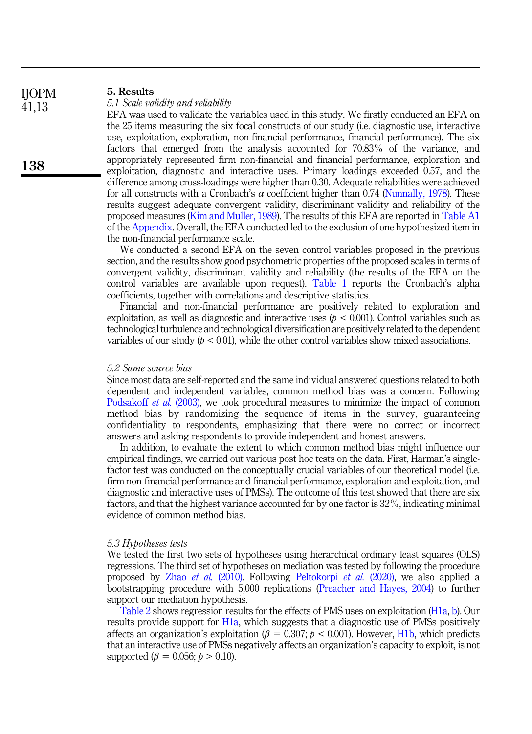## 5. Results

### *5.1 Scale validity and reliability*

EFA was used to validate the variables used in this study. We firstly conducted an EFA on the 25 items measuring the six focal constructs of our study (i.e. diagnostic use, interactive use, exploitation, exploration, non-financial performance, financial performance). The six factors that emerged from the analysis accounted for 70.83% of the variance, and appropriately represented firm non-financial and financial performance, exploration and exploitation, diagnostic and interactive uses. Primary loadings exceeded 0.57, and the difference among cross-loadings were higher than 0.30. Adequate reliabilities were achieved for all constructs with a Cronbach's $\alpha$ coefficient higher than 0.74 (Nunnally, 1978). These results suggest adequate convergent validity, discriminant validity and reliability of the proposed measures (Kim and Muller, 1989). The results of this EFA are reported in Table A1 of the Appendix. Overall, the EFA conducted led to the exclusion of one hypothesized item in the non-financial performance scale.

We conducted a second EFA on the seven control variables proposed in the previous section, and the results show good psychometric properties of the proposed scales in terms of convergent validity, discriminant validity and reliability (the results of the EFA on the control variables are available upon request). Table 1 reports the Cronbach's alpha coefficients, together with correlations and descriptive statistics.

Financial and non-financial performance are positively related to exploration and exploitation, as well as diagnostic and interactive uses ($p < 0.001$). Control variables such as technological turbulence and technological diversification are positively related to the dependent variables of our study ($p < 0.01$), while the other control variables show mixed associations.

### *5.2 Same source bias*

Since most data are self-reported and the same individual answered questions related to both dependent and independent variables, common method bias was a concern. Following Podsakoff *et al.* (2003), we took procedural measures to minimize the impact of common method bias by randomizing the sequence of items in the survey, guaranteeing confidentiality to respondents, emphasizing that there were no correct or incorrect answers and asking respondents to provide independent and honest answers.

In addition, to evaluate the extent to which common method bias might influence our empirical findings, we carried out various post hoc tests on the data. First, Harman's single-factor test was conducted on the conceptually crucial variables of our theoretical model (i.e. firm non-financial performance and financial performance, exploration and exploitation, and diagnostic and interactive uses of PMSs). The outcome of this test showed that there are six factors, and that the highest variance accounted for by one factor is 32%, indicating minimal evidence of common method bias.

### *5.3 Hypotheses tests*

We tested the first two sets of hypotheses using hierarchical ordinary least squares (OLS) regressions. The third set of hypotheses on mediation was tested by following the procedure proposed by Zhao *et al.* (2010). Following Peltokorpi *et al.* (2020), we also applied a bootstrapping procedure with 5,000 replications (Preacher and Hayes, 2004) to further support our mediation hypothesis.

Table 2 shows regression results for the effects of PMS uses on exploitation (H1a, b). Our results provide support for H1a, which suggests that a diagnostic use of PMSs positively affects an organization's exploitation ($\beta = 0.307$; $p < 0.001$). However, H1b, which predicts that an interactive use of PMSs negatively affects an organization's capacity to exploit, is not supported ($\beta = 0.056$; $p > 0.10$).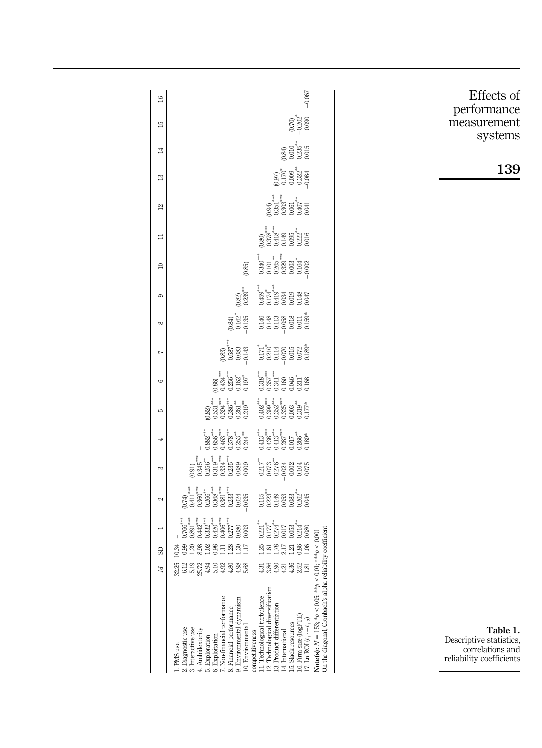**Table 1.** Descriptive statistics, correlations and reliability coefficients

| | *M* | SD | 1 | 2 | 3 | 4 | 5 | 6 | 7 | 8 | 9 | 10 | 11 | 12 | 13 | 14 | 15 | 16 |
|---|---|---|---|---|---|---|---|---|---|---|---|---|---|---|---|---|---|---|
| 1. PMS use | 32.25 | 10.34 | – | | | | | | | | | | | | | | | |
| 2. Diagnostic use | 6.12 | 0.99 | 0.766*** | (0.74) | | | | | | | | | | | | | | |
| 3. Interactive use | 5.19 | 1.20 | 0.891*** | 0.411*** | (0.91) | | | | | | | | | | | | | |
| 4. Ambidexterity | 25.72 | 8.98 | 0.442*** | 0.360*** | 0.345*** | – | | | | | | | | | | | | |
| 5. Exploration | 4.94 | 1.02 | 0.332*** | 0.266** | 0.256** | 0.882*** | (0.82) | | | | | | | | | | | |
| 6. Exploitation | 5.10 | 0.98 | 0.420*** | 0.368*** | 0.319*** | 0.856*** | 0.531*** | (0.86) | | | | | | | | | | |
| 7. Non-financial performance | 4.92 | 1.11 | 0.406*** | 0.381*** | 0.334*** | 0.463*** | 0.394*** | 0.434*** | (0.83) | | | | | | | | | |
| 8. Financial performance | 4.80 | 1.28 | 0.277*** | 0.233*** | 0.235*** | 0.378** | 0.386*** | 0.256*** | 0.587*** | (0.84) | | | | | | | | |
| 9. Environmental dynamism | 4.98 | 1.30 | 0.080 | 0.024 | 0.089 | 0.253** | 0.261** | 0.162* | 0.083 | 0.162* | (0.82) | | | | | | | |
| 10. Environmental competitiveness | 5.68 | 1.17 | 0.003 | −0.035 | 0.009 | 0.244** | 0.219** | 0.197* | −0.143 | −0.135 | 0.239** | (0.85) | | | | | | |
| 11. Technological turbulence | 4.31 | 1.25 | 0.221** | 0.115 | 0.217** | 0.413*** | 0.402*** | 0.318*** | 0.171* | 0.146 | 0.459*** | 0.340*** | (0.80) | | | | | |
| 12. Technological diversification | 3.86 | 1.61 | 0.177* | 0.223** | 0.073 | 0.438*** | 0.399*** | 0.357*** | 0.210* | 0.148 | 0.174* | 0.101 | 0.378*** | (0.94) | | | | |
| 13. Product differentiation | 4.90 | 1.78 | 0.274** | 0.149 | 0.276** | 0.413*** | 0.352*** | 0.341*** | 0.114 | 0.113 | 0.419*** | 0.265** | 0.418*** | 0.351*** | (0.97) | | | |
| 14. International | 4.21 | 2.17 | 0.017 | 0.053 | −0.024 | 0.287*** | 0.325*** | 0.160 | −0.070 | −0.058 | 0.034 | 0.329*** | 0.149 | 0.303*** | 0.170* | (0.84) | | |
| 15. Slack resources | 4.36 | 1.21 | 0.053 | 0.083 | 0.002 | 0.017 | −0.003 | 0.046 | −0.015 | −0.018 | 0.019 | 0.003 | 0.095 | −0.061 | −0.009 | 0.010 | (0.70) | |
| 16. Firm size (logFTE) | 2.52 | 0.86 | 0.214** | 0.262** | 0.104 | 0.266** | 0.319** | 0.211* | 0.072 | 0.011 | 0.148 | 0.164* | 0.222** | 0.467** | 0.322** | 0.235** | −0.202* | |
| 17. Ln ROI ($t_{+1}$–$t_{+2}$) | 1.81 | 1.06 | 0.080 | 0.045 | 0.075 | 0.189* | 0.177* | 0.168 | 0.189* | 0.159* | 0.047 | −0.002 | 0.016 | 0.041 | −0.084 | 0.015 | 0.090 | −0.067 |

**Note(s):** $N = 153$; *$p < 0.05$; **$p < 0.01$; ***$p < 0.001$
On the diagonal, Cronbach's alpha reliability coefficient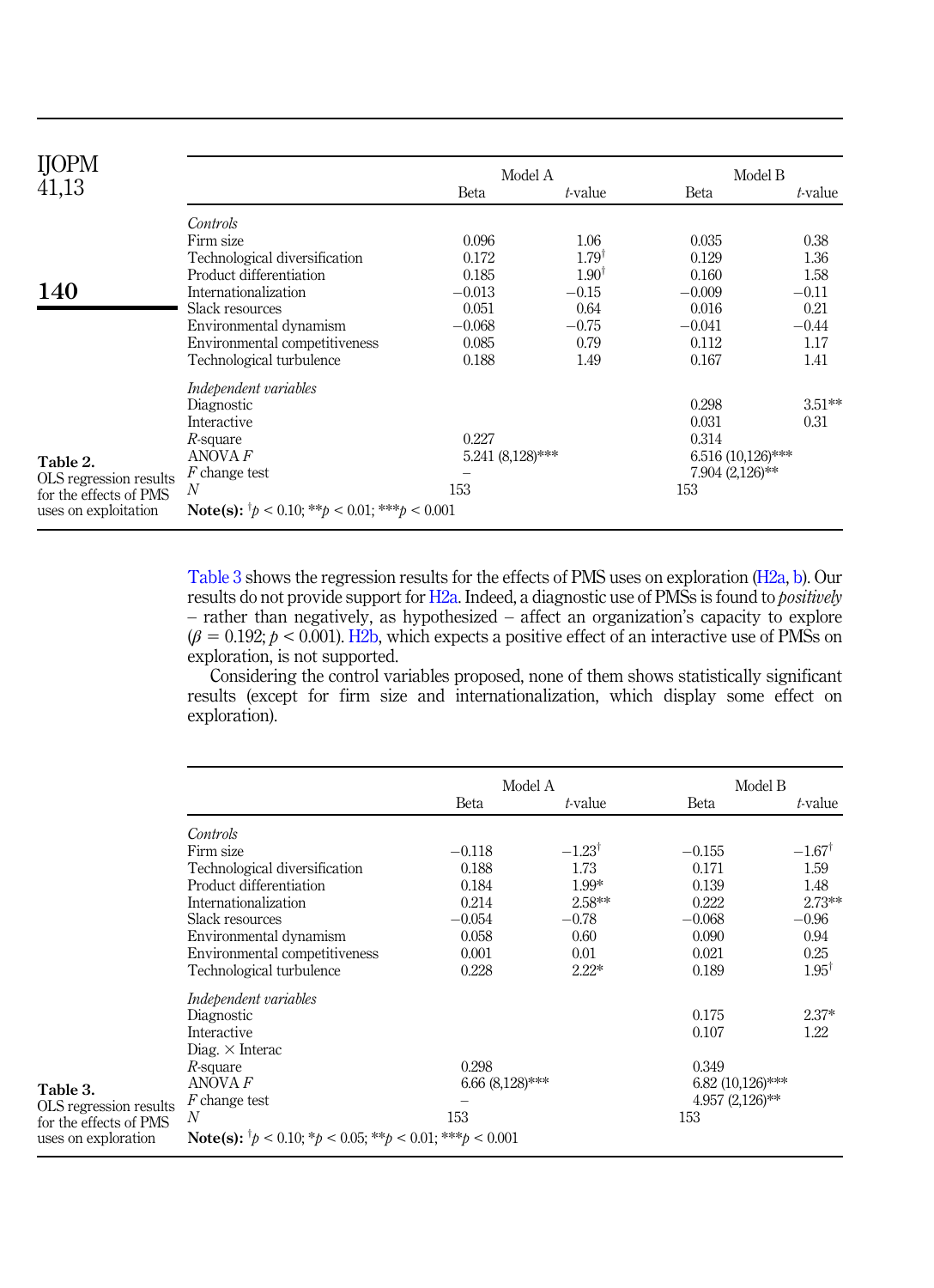**Table 2.** OLS regression results for the effects of PMS uses on exploitation

| | Model A | | Model B | |
|---|---|---|---|---|
| | Beta | *t*-value | Beta | *t*-value |
| *Controls* | | | | |
| Firm size | 0.096 | 1.06 | 0.035 | 0.38 |
| Technological diversification | 0.172 | $1.79^{\dagger}$ | 0.129 | 1.36 |
| Product differentiation | 0.185 | $1.90^{\dagger}$ | 0.160 | 1.58 |
| Internationalization | −0.013 | −0.15 | −0.009 | −0.11 |
| Slack resources | 0.051 | 0.64 | 0.016 | 0.21 |
| Environmental dynamism | −0.068 | −0.75 | −0.041 | −0.44 |
| Environmental competitiveness | 0.085 | 0.79 | 0.112 | 1.17 |
| Technological turbulence | 0.188 | 1.49 | 0.167 | 1.41 |
| *Independent variables* | | | | |
| Diagnostic | | | 0.298 | 3.51** |
| Interactive | | | 0.031 | 0.31 |
| *R*-square | 0.227 | | 0.314 | |
| ANOVA *F* | 5.241 (8,128)*** | | 6.516 (10,126)*** | |
| *F* change test | – | | 7.904 (2,126)** | |
| *N* | 153 | | 153 | |

**Note(s):** $^{\dagger}p < 0.10$; $^{**}p < 0.01$; $^{***}p < 0.001$

Table 3 shows the regression results for the effects of PMS uses on exploration (H2a, b). Our results do not provide support for H2a. Indeed, a diagnostic use of PMSs is found to *positively* – rather than negatively, as hypothesized – affect an organization's capacity to explore ($\beta = 0.192$; $p < 0.001$). H2b, which expects a positive effect of an interactive use of PMSs on exploration, is not supported.

Considering the control variables proposed, none of them shows statistically significant results (except for firm size and internationalization, which display some effect on exploration).

**Table 3.** OLS regression results for the effects of PMS uses on exploration

| | Model A | | Model B | |
|---|---|---|---|---|
| | Beta | *t*-value | Beta | *t*-value |
| *Controls* | | | | |
| Firm size | −0.118 | $-1.23^{\dagger}$ | −0.155 | $-1.67^{\dagger}$ |
| Technological diversification | 0.188 | 1.73 | 0.171 | 1.59 |
| Product differentiation | 0.184 | 1.99* | 0.139 | 1.48 |
| Internationalization | 0.214 | 2.58** | 0.222 | 2.73** |
| Slack resources | −0.054 | −0.78 | −0.068 | −0.96 |
| Environmental dynamism | 0.058 | 0.60 | 0.090 | 0.94 |
| Environmental competitiveness | 0.001 | 0.01 | 0.021 | 0.25 |
| Technological turbulence | 0.228 | 2.22* | 0.189 | $1.95^{\dagger}$ |
| *Independent variables* | | | | |
| Diagnostic | | | 0.175 | 2.37* |
| Interactive | | | 0.107 | 1.22 |
| Diag. × Interac | | | | |
| *R*-square | 0.298 | | 0.349 | |
| ANOVA *F* | 6.66 (8,128)*** | | 6.82 (10,126)*** | |
| *F* change test | – | | 4.957 (2,126)** | |
| *N* | 153 | | 153 | |

**Note(s):** $^{\dagger}p < 0.10$; $^{*}p < 0.05$; $^{**}p < 0.01$; $^{***}p < 0.001$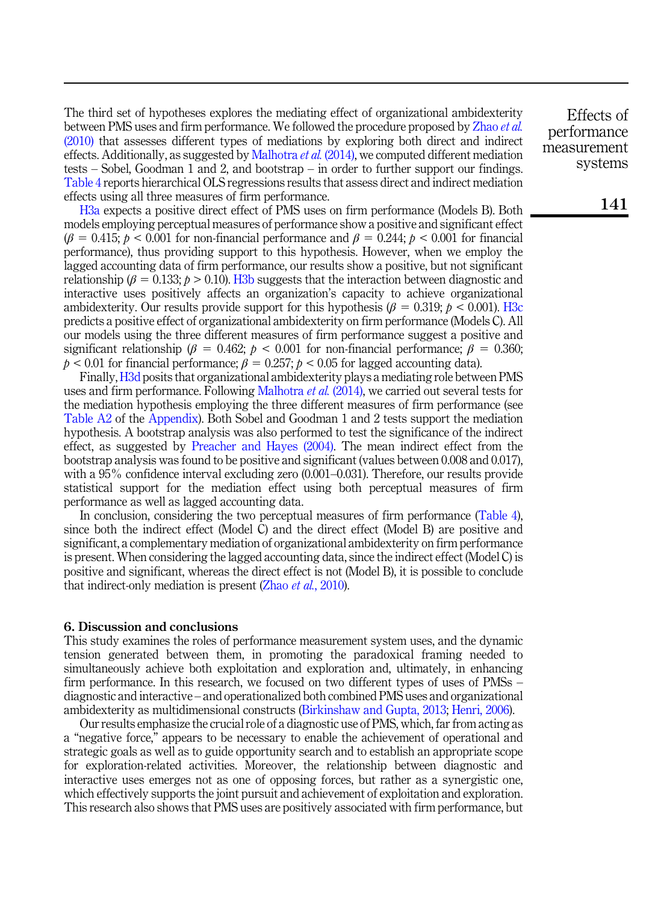The third set of hypotheses explores the mediating effect of organizational ambidexterity between PMS uses and firm performance. We followed the procedure proposed by Zhao *et al.* (2010) that assesses different types of mediations by exploring both direct and indirect effects. Additionally, as suggested by Malhotra *et al.* (2014), we computed different mediation tests – Sobel, Goodman 1 and 2, and bootstrap – in order to further support our findings. Table 4 reports hierarchical OLS regressions results that assess direct and indirect mediation effects using all three measures of firm performance.

H3a expects a positive direct effect of PMS uses on firm performance (Models B). Both models employing perceptual measures of performance show a positive and significant effect ($\beta = 0.415$; $p < 0.001$ for non-financial performance and $\beta = 0.244$; $p < 0.001$ for financial performance), thus providing support to this hypothesis. However, when we employ the lagged accounting data of firm performance, our results show a positive, but not significant relationship ($\beta = 0.133$; $p > 0.10$). H3b suggests that the interaction between diagnostic and interactive uses positively affects an organization's capacity to achieve organizational ambidexterity. Our results provide support for this hypothesis ($\beta = 0.319$; $p < 0.001$). H3c predicts a positive effect of organizational ambidexterity on firm performance (Models C). All our models using the three different measures of firm performance suggest a positive and significant relationship ($\beta = 0.462$; $p < 0.001$ for non-financial performance; $\beta = 0.360$; $p < 0.01$ for financial performance; $\beta = 0.257$; $p < 0.05$ for lagged accounting data).

Finally, H3d posits that organizational ambidexterity plays a mediating role between PMS uses and firm performance. Following Malhotra *et al.* (2014), we carried out several tests for the mediation hypothesis employing the three different measures of firm performance (see Table A2 of the Appendix). Both Sobel and Goodman 1 and 2 tests support the mediation hypothesis. A bootstrap analysis was also performed to test the significance of the indirect effect, as suggested by Preacher and Hayes (2004). The mean indirect effect from the bootstrap analysis was found to be positive and significant (values between 0.008 and 0.017), with a 95% confidence interval excluding zero (0.001–0.031). Therefore, our results provide statistical support for the mediation effect using both perceptual measures of firm performance as well as lagged accounting data.

In conclusion, considering the two perceptual measures of firm performance (Table 4), since both the indirect effect (Model C) and the direct effect (Model B) are positive and significant, a complementary mediation of organizational ambidexterity on firm performance is present. When considering the lagged accounting data, since the indirect effect (Model C) is positive and significant, whereas the direct effect is not (Model B), it is possible to conclude that indirect-only mediation is present (Zhao *et al.*, 2010).

## 6. Discussion and conclusions

This study examines the roles of performance measurement system uses, and the dynamic tension generated between them, in promoting the paradoxical framing needed to simultaneously achieve both exploitation and exploration and, ultimately, in enhancing firm performance. In this research, we focused on two different types of uses of PMSs – diagnostic and interactive – and operationalized both combined PMS uses and organizational ambidexterity as multidimensional constructs (Birkinshaw and Gupta, 2013; Henri, 2006).

Our results emphasize the crucial role of a diagnostic use of PMS, which, far from acting as a "negative force," appears to be necessary to enable the achievement of operational and strategic goals as well as to guide opportunity search and to establish an appropriate scope for exploration-related activities. Moreover, the relationship between diagnostic and interactive uses emerges not as one of opposing forces, but rather as a synergistic one, which effectively supports the joint pursuit and achievement of exploitation and exploration. This research also shows that PMS uses are positively associated with firm performance, but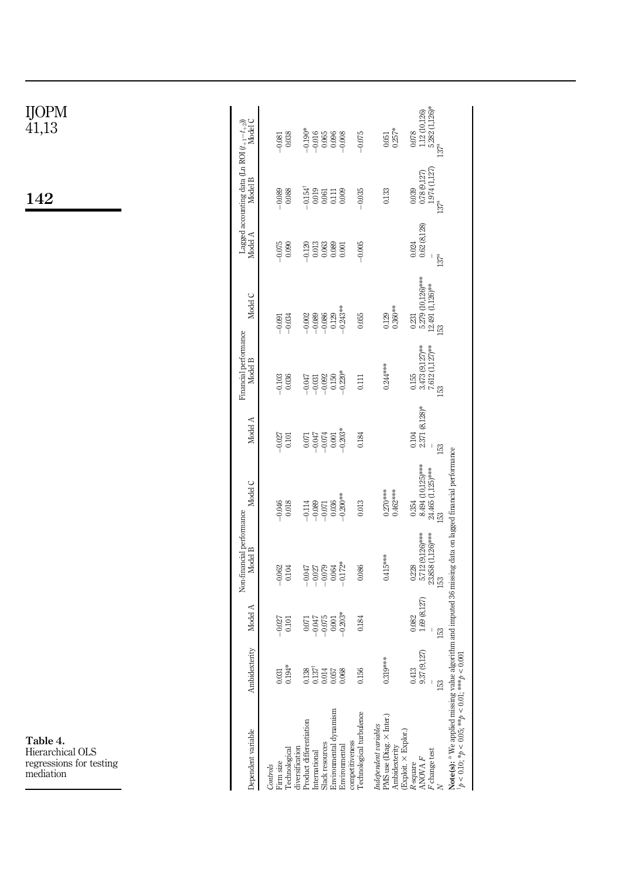Table 4. Hierarchical OLS regressions for testing mediation

| Dependent variable | Ambidexterity | Non-financial performance | | | Financial performance | | | Lagged accounting data (Ln ROI ($t_{+1}$–$t_{+2}$)) | | |
|---|---|---|---|---|---|---|---|---|---|---|
| | | Model A | Model B | Model C | Model A | Model B | Model C | Model A | Model B | Model C |
| *Controls* | | | | | | | | | | |
| Firm size | 0.031 | −0.027 | −0.062 | −0.046 | −0.027 | −0.103 | −0.091 | −0.075 | −0.089 | −0.081 |
| Technological diversification | 0.194* | 0.101 | 0.104 | 0.018 | 0.101 | 0.036 | −0.034 | 0.090 | 0.088 | 0.038 |
| Product differentiation | 0.138 | 0.071 | −0.047 | −0.114 | 0.071 | −0.047 | −0.002 | −0.120 | −0.154† | −0.190* |
| International | 0.137† | −0.047 | −0.027 | −0.089 | −0.047 | −0.031 | −0.089 | 0.013 | 0.019 | −0.016 |
| Slack resources | 0.014 | −0.075 | −0.079 | −0.071 | −0.074 | −0.092 | −0.086 | 0.063 | 0.061 | 0.065 |
| Environmental dynamism | 0.057 | 0.001 | 0.064 | 0.036 | 0.001 | 0.150 | 0.129 | 0.089 | 0.111 | 0.096 |
| Environmental competitiveness | 0.068 | −0.203* | −0.172* | −0.200** | −0.203* | −0.220* | −0.243** | 0.001 | 0.009 | −0.008 |
| Technological turbulence | 0.156 | 0.184 | 0.086 | 0.013 | 0.184 | 0.111 | 0.055 | −0.005 | −0.035 | −0.075 |
| *Independent variables* | | | | | | | | | | |
| PMS use (Diag. × Inter.) | 0.319*** | | 0.415*** | 0.270*** | | 0.244*** | 0.129 | | 0.133 | 0.051 |
| Ambidexterity (Exploit. × Explor.) | | | | 0.462*** | | | 0.360** | | | 0.257* |
| *R*-square | 0.413 | 0.082 | 0.228 | 0.354 | 0.104 | 0.155 | 0.231 | 0.024 | 0.039 | 0.078 |
| ANOVA *F* | 9.37 (9,127) | 1.69 (8,127) | 5.712 (9,126)*** | 8.494 (10,125)*** | 2.371 (8,128)* | 3.473 (9,127)** | 5.279 (10,126)*** | 0.62 (8,128) | 0.78 (9,127) | 1.12 (10,126) |
| *F* change test | – | – | 23.858 (1,126)*** | 24.465 (1,125)*** | – | 7.612 (1,127)** | 12.491 (1,126)** | – | 1.974 (1,127) | 5.282 (1,126)* |
| *N* | 153 | 153 | 153 | 153 | 153 | 153 | 153 | 137[a] | 137[a] | 137[a] |

**Note(s):** [a] We applied missing value algorithm and imputed 36 missing data on lagged financial performance
† $p < 0.10$; * $p < 0.05$; ** $p < 0.01$; *** $p < 0.001$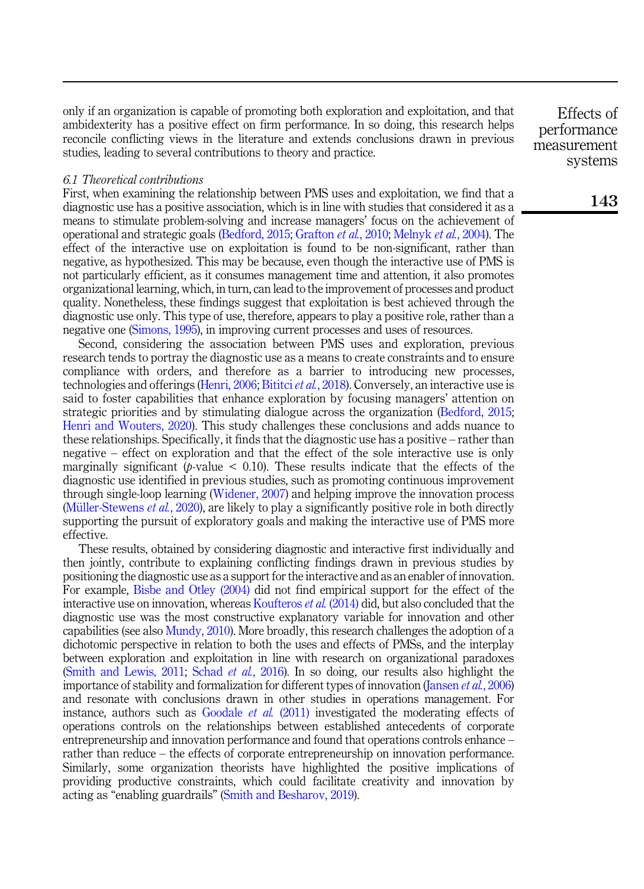only if an organization is capable of promoting both exploration and exploitation, and that ambidexterity has a positive effect on firm performance. In so doing, this research helps reconcile conflicting views in the literature and extends conclusions drawn in previous studies, leading to several contributions to theory and practice.

### *6.1 Theoretical contributions*

First, when examining the relationship between PMS uses and exploitation, we find that a diagnostic use has a positive association, which is in line with studies that considered it as a means to stimulate problem-solving and increase managers' focus on the achievement of operational and strategic goals (Bedford, 2015; Grafton *et al.*, 2010; Melnyk *et al.*, 2004). The effect of the interactive use on exploitation is found to be non-significant, rather than negative, as hypothesized. This may be because, even though the interactive use of PMS is not particularly efficient, as it consumes management time and attention, it also promotes organizational learning, which, in turn, can lead to the improvement of processes and product quality. Nonetheless, these findings suggest that exploitation is best achieved through the diagnostic use only. This type of use, therefore, appears to play a positive role, rather than a negative one (Simons, 1995), in improving current processes and uses of resources.

Second, considering the association between PMS uses and exploration, previous research tends to portray the diagnostic use as a means to create constraints and to ensure compliance with orders, and therefore as a barrier to introducing new processes, technologies and offerings (Henri, 2006; Bititci *et al.*, 2018). Conversely, an interactive use is said to foster capabilities that enhance exploration by focusing managers' attention on strategic priorities and by stimulating dialogue across the organization (Bedford, 2015; Henri and Wouters, 2020). This study challenges these conclusions and adds nuance to these relationships. Specifically, it finds that the diagnostic use has a positive – rather than negative – effect on exploration and that the effect of the sole interactive use is only marginally significant ($p$-value $< 0.10$). These results indicate that the effects of the diagnostic use identified in previous studies, such as promoting continuous improvement through single-loop learning (Widener, 2007) and helping improve the innovation process (Müller-Stewens *et al.*, 2020), are likely to play a significantly positive role in both directly supporting the pursuit of exploratory goals and making the interactive use of PMS more effective.

These results, obtained by considering diagnostic and interactive first individually and then jointly, contribute to explaining conflicting findings drawn in previous studies by positioning the diagnostic use as a support for the interactive and as an enabler of innovation. For example, Bisbe and Otley (2004) did not find empirical support for the effect of the interactive use on innovation, whereas Koufteros *et al.* (2014) did, but also concluded that the diagnostic use was the most constructive explanatory variable for innovation and other capabilities (see also Mundy, 2010). More broadly, this research challenges the adoption of a dichotomic perspective in relation to both the uses and effects of PMSs, and the interplay between exploration and exploitation in line with research on organizational paradoxes (Smith and Lewis, 2011; Schad *et al.*, 2016). In so doing, our results also highlight the importance of stability and formalization for different types of innovation (Jansen *et al.*, 2006) and resonate with conclusions drawn in other studies in operations management. For instance, authors such as Goodale *et al.* (2011) investigated the moderating effects of operations controls on the relationships between established antecedents of corporate entrepreneurship and innovation performance and found that operations controls enhance – rather than reduce – the effects of corporate entrepreneurship on innovation performance. Similarly, some organization theorists have highlighted the positive implications of providing productive constraints, which could facilitate creativity and innovation by acting as "enabling guardrails" (Smith and Besharov, 2019).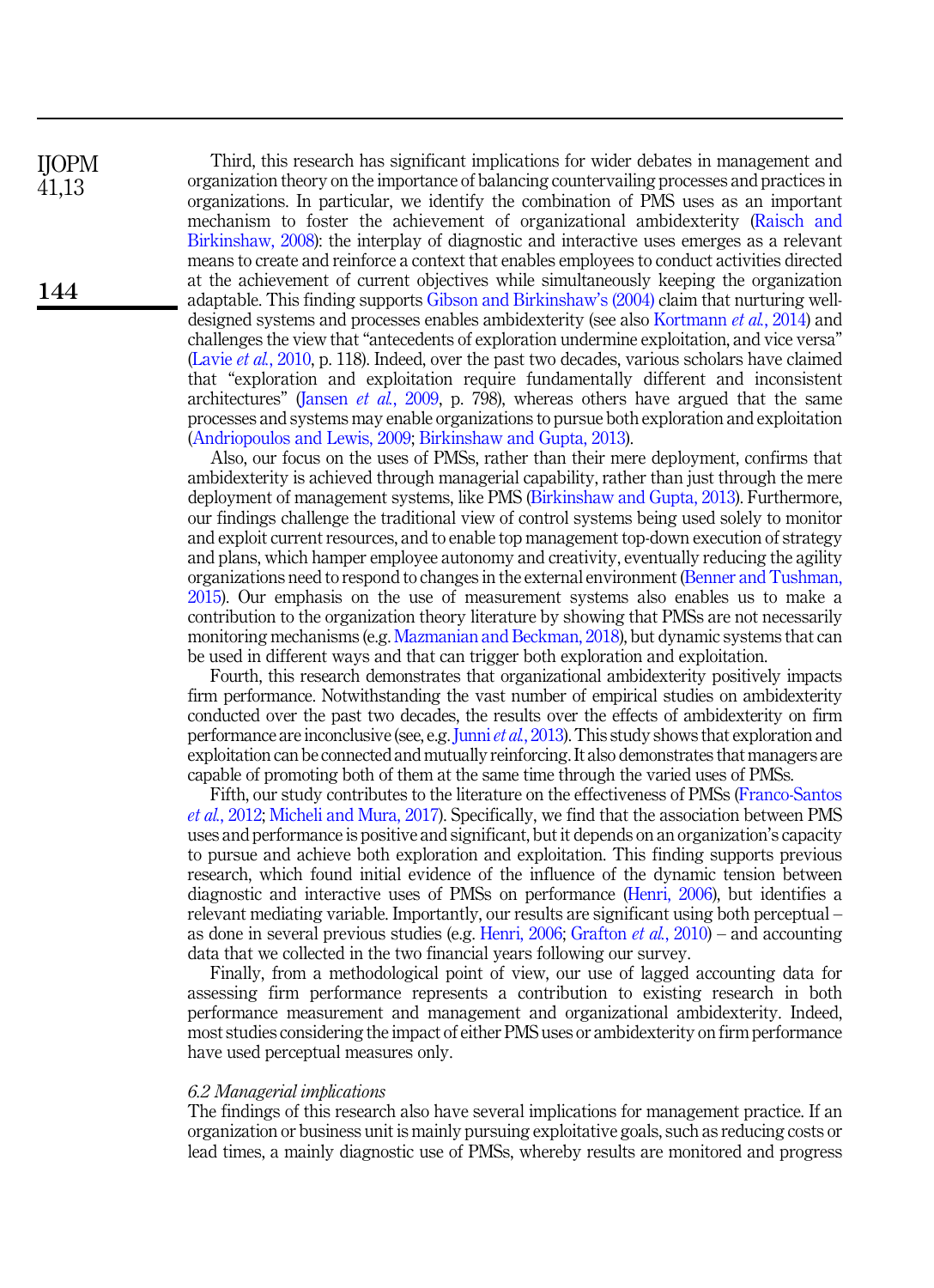Third, this research has significant implications for wider debates in management and organization theory on the importance of balancing countervailing processes and practices in organizations. In particular, we identify the combination of PMS uses as an important mechanism to foster the achievement of organizational ambidexterity (Raisch and Birkinshaw, 2008): the interplay of diagnostic and interactive uses emerges as a relevant means to create and reinforce a context that enables employees to conduct activities directed at the achievement of current objectives while simultaneously keeping the organization adaptable. This finding supports Gibson and Birkinshaw's (2004) claim that nurturing well-designed systems and processes enables ambidexterity (see also Kortmann *et al.*, 2014) and challenges the view that "antecedents of exploration undermine exploitation, and vice versa" (Lavie *et al.*, 2010, p. 118). Indeed, over the past two decades, various scholars have claimed that "exploration and exploitation require fundamentally different and inconsistent architectures" (Jansen *et al.*, 2009, p. 798), whereas others have argued that the same processes and systems may enable organizations to pursue both exploration and exploitation (Andriopoulos and Lewis, 2009; Birkinshaw and Gupta, 2013).

Also, our focus on the uses of PMSs, rather than their mere deployment, confirms that ambidexterity is achieved through managerial capability, rather than just through the mere deployment of management systems, like PMS (Birkinshaw and Gupta, 2013). Furthermore, our findings challenge the traditional view of control systems being used solely to monitor and exploit current resources, and to enable top management top-down execution of strategy and plans, which hamper employee autonomy and creativity, eventually reducing the agility organizations need to respond to changes in the external environment (Benner and Tushman, 2015). Our emphasis on the use of measurement systems also enables us to make a contribution to the organization theory literature by showing that PMSs are not necessarily monitoring mechanisms (e.g. Mazmanian and Beckman, 2018), but dynamic systems that can be used in different ways and that can trigger both exploration and exploitation.

Fourth, this research demonstrates that organizational ambidexterity positively impacts firm performance. Notwithstanding the vast number of empirical studies on ambidexterity conducted over the past two decades, the results over the effects of ambidexterity on firm performance are inconclusive (see, e.g. Junni *et al.*, 2013). This study shows that exploration and exploitation can be connected and mutually reinforcing. It also demonstrates that managers are capable of promoting both of them at the same time through the varied uses of PMSs.

Fifth, our study contributes to the literature on the effectiveness of PMSs (Franco-Santos *et al.*, 2012; Micheli and Mura, 2017). Specifically, we find that the association between PMS uses and performance is positive and significant, but it depends on an organization's capacity to pursue and achieve both exploration and exploitation. This finding supports previous research, which found initial evidence of the influence of the dynamic tension between diagnostic and interactive uses of PMSs on performance (Henri, 2006), but identifies a relevant mediating variable. Importantly, our results are significant using both perceptual – as done in several previous studies (e.g. Henri, 2006; Grafton *et al.*, 2010) – and accounting data that we collected in the two financial years following our survey.

Finally, from a methodological point of view, our use of lagged accounting data for assessing firm performance represents a contribution to existing research in both performance measurement and management and organizational ambidexterity. Indeed, most studies considering the impact of either PMS uses or ambidexterity on firm performance have used perceptual measures only.

### *6.2 Managerial implications*

The findings of this research also have several implications for management practice. If an organization or business unit is mainly pursuing exploitative goals, such as reducing costs or lead times, a mainly diagnostic use of PMSs, whereby results are monitored and progress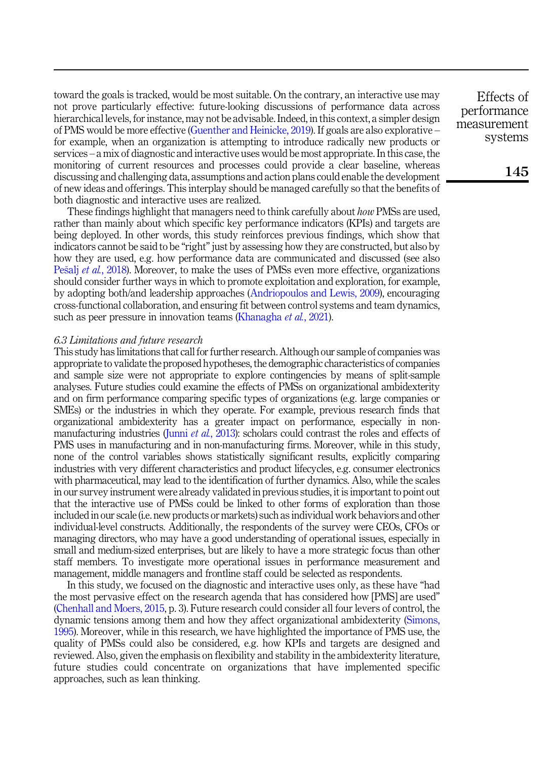toward the goals is tracked, would be most suitable. On the contrary, an interactive use may not prove particularly effective: future-looking discussions of performance data across hierarchical levels, for instance, may not be advisable. Indeed, in this context, a simpler design of PMS would be more effective (Guenther and Heinicke, 2019). If goals are also explorative – for example, when an organization is attempting to introduce radically new products or services – a mix of diagnostic and interactive uses would be most appropriate. In this case, the monitoring of current resources and processes could provide a clear baseline, whereas discussing and challenging data, assumptions and action plans could enable the development of new ideas and offerings. This interplay should be managed carefully so that the benefits of both diagnostic and interactive uses are realized.

These findings highlight that managers need to think carefully about *how* PMSs are used, rather than mainly about which specific key performance indicators (KPIs) and targets are being deployed. In other words, this study reinforces previous findings, which show that indicators cannot be said to be "right" just by assessing how they are constructed, but also by how they are used, e.g. how performance data are communicated and discussed (see also Pešalj *et al.*, 2018). Moreover, to make the uses of PMSs even more effective, organizations should consider further ways in which to promote exploitation and exploration, for example, by adopting both/and leadership approaches (Andriopoulos and Lewis, 2009), encouraging cross-functional collaboration, and ensuring fit between control systems and team dynamics, such as peer pressure in innovation teams (Khanagha *et al.*, 2021).

### 6.3 Limitations and future research

This study has limitations that call for further research. Although our sample of companies was appropriate to validate the proposed hypotheses, the demographic characteristics of companies and sample size were not appropriate to explore contingencies by means of split-sample analyses. Future studies could examine the effects of PMSs on organizational ambidexterity and on firm performance comparing specific types of organizations (e.g. large companies or SMEs) or the industries in which they operate. For example, previous research finds that organizational ambidexterity has a greater impact on performance, especially in non-manufacturing industries (Junni *et al.*, 2013): scholars could contrast the roles and effects of PMS uses in manufacturing and in non-manufacturing firms. Moreover, while in this study, none of the control variables shows statistically significant results, explicitly comparing industries with very different characteristics and product lifecycles, e.g. consumer electronics with pharmaceutical, may lead to the identification of further dynamics. Also, while the scales in our survey instrument were already validated in previous studies, it is important to point out that the interactive use of PMSs could be linked to other forms of exploration than those included in our scale (i.e. new products or markets) such as individual work behaviors and other individual-level constructs. Additionally, the respondents of the survey were CEOs, CFOs or managing directors, who may have a good understanding of operational issues, especially in small and medium-sized enterprises, but are likely to have a more strategic focus than other staff members. To investigate more operational issues in performance measurement and management, middle managers and frontline staff could be selected as respondents.

In this study, we focused on the diagnostic and interactive uses only, as these have "had the most pervasive effect on the research agenda that has considered how [PMS] are used" (Chenhall and Moers, 2015, p. 3). Future research could consider all four levers of control, the dynamic tensions among them and how they affect organizational ambidexterity (Simons, 1995). Moreover, while in this research, we have highlighted the importance of PMS use, the quality of PMSs could also be considered, e.g. how KPIs and targets are designed and reviewed. Also, given the emphasis on flexibility and stability in the ambidexterity literature, future studies could concentrate on organizations that have implemented specific approaches, such as lean thinking.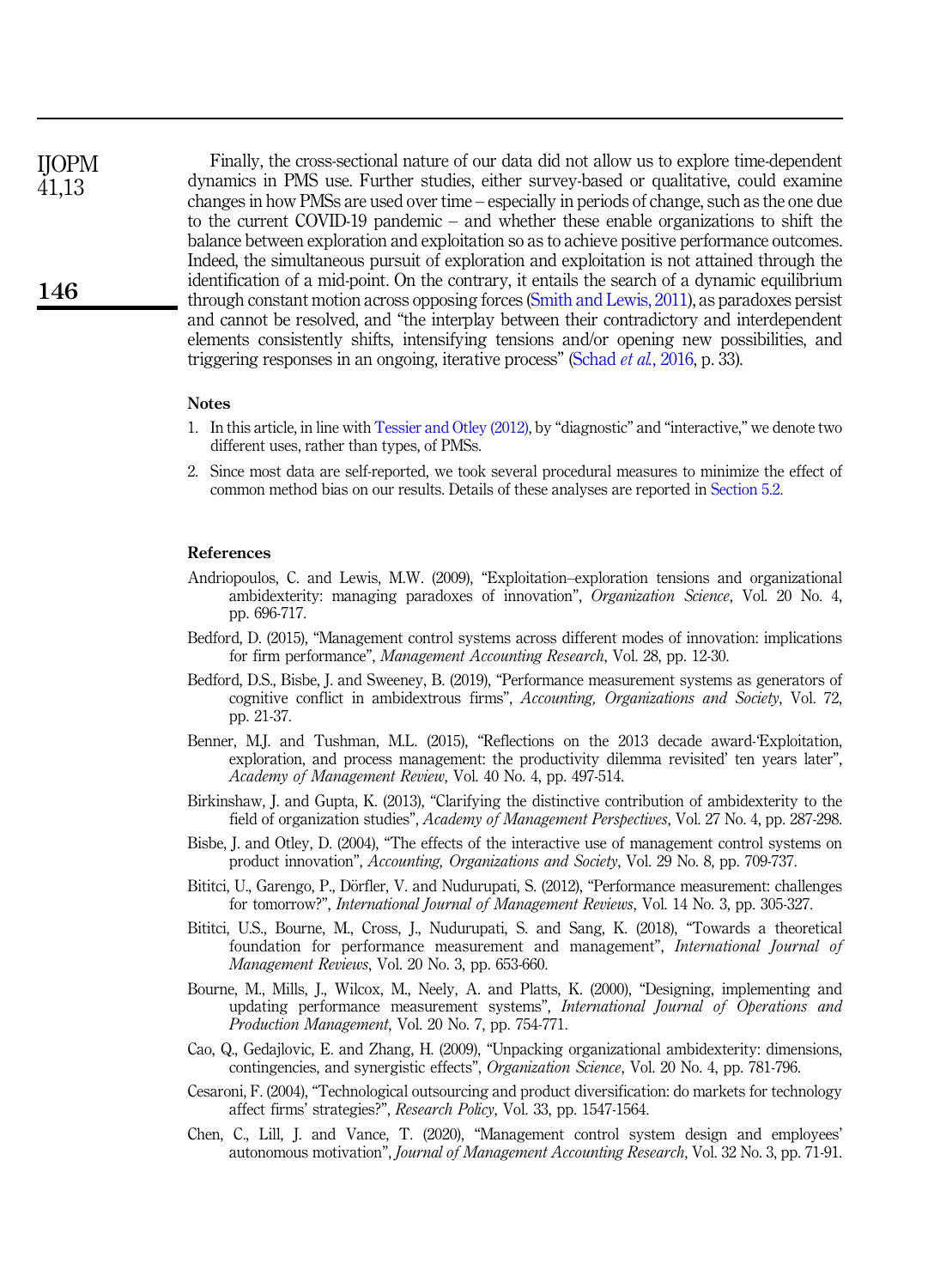Finally, the cross-sectional nature of our data did not allow us to explore time-dependent dynamics in PMS use. Further studies, either survey-based or qualitative, could examine changes in how PMSs are used over time – especially in periods of change, such as the one due to the current COVID-19 pandemic – and whether these enable organizations to shift the balance between exploration and exploitation so as to achieve positive performance outcomes. Indeed, the simultaneous pursuit of exploration and exploitation is not attained through the identification of a mid-point. On the contrary, it entails the search of a dynamic equilibrium through constant motion across opposing forces (Smith and Lewis, 2011), as paradoxes persist and cannot be resolved, and "the interplay between their contradictory and interdependent elements consistently shifts, intensifying tensions and/or opening new possibilities, and triggering responses in an ongoing, iterative process" (Schad *et al.*, 2016, p. 33).

## Notes

1. In this article, in line with Tessier and Otley (2012), by "diagnostic" and "interactive," we denote two different uses, rather than types, of PMSs.
2. Since most data are self-reported, we took several procedural measures to minimize the effect of common method bias on our results. Details of these analyses are reported in Section 5.2.

## References

Andriopoulos, C. and Lewis, M.W. (2009), "Exploitation–exploration tensions and organizational ambidexterity: managing paradoxes of innovation", *Organization Science*, Vol. 20 No. 4, pp. 696-717.

Bedford, D. (2015), "Management control systems across different modes of innovation: implications for firm performance", *Management Accounting Research*, Vol. 28, pp. 12-30.

Bedford, D.S., Bisbe, J. and Sweeney, B. (2019), "Performance measurement systems as generators of cognitive conflict in ambidextrous firms", *Accounting, Organizations and Society*, Vol. 72, pp. 21-37.

Benner, M.J. and Tushman, M.L. (2015), "Reflections on the 2013 decade award-'Exploitation, exploration, and process management: the productivity dilemma revisited' ten years later", *Academy of Management Review*, Vol. 40 No. 4, pp. 497-514.

Birkinshaw, J. and Gupta, K. (2013), "Clarifying the distinctive contribution of ambidexterity to the field of organization studies", *Academy of Management Perspectives*, Vol. 27 No. 4, pp. 287-298.

Bisbe, J. and Otley, D. (2004), "The effects of the interactive use of management control systems on product innovation", *Accounting, Organizations and Society*, Vol. 29 No. 8, pp. 709-737.

Bititci, U., Garengo, P., Dörfler, V. and Nudurupati, S. (2012), "Performance measurement: challenges for tomorrow?", *International Journal of Management Reviews*, Vol. 14 No. 3, pp. 305-327.

Bititci, U.S., Bourne, M., Cross, J., Nudurupati, S. and Sang, K. (2018), "Towards a theoretical foundation for performance measurement and management", *International Journal of Management Reviews*, Vol. 20 No. 3, pp. 653-660.

Bourne, M., Mills, J., Wilcox, M., Neely, A. and Platts, K. (2000), "Designing, implementing and updating performance measurement systems", *International Journal of Operations and Production Management*, Vol. 20 No. 7, pp. 754-771.

Cao, Q., Gedajlovic, E. and Zhang, H. (2009), "Unpacking organizational ambidexterity: dimensions, contingencies, and synergistic effects", *Organization Science*, Vol. 20 No. 4, pp. 781-796.

Cesaroni, F. (2004), "Technological outsourcing and product diversification: do markets for technology affect firms' strategies?", *Research Policy*, Vol. 33, pp. 1547-1564.

Chen, C., Lill, J. and Vance, T. (2020), "Management control system design and employees' autonomous motivation", *Journal of Management Accounting Research*, Vol. 32 No. 3, pp. 71-91.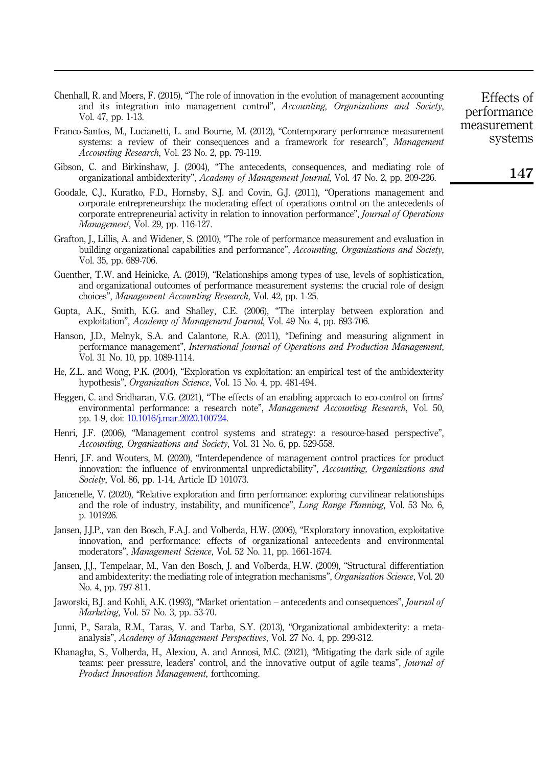Chenhall, R. and Moers, F. (2015), "The role of innovation in the evolution of management accounting and its integration into management control", *Accounting, Organizations and Society*, Vol. 47, pp. 1-13.

Franco-Santos, M., Lucianetti, L. and Bourne, M. (2012), "Contemporary performance measurement systems: a review of their consequences and a framework for research", *Management Accounting Research*, Vol. 23 No. 2, pp. 79-119.

Gibson, C. and Birkinshaw, J. (2004), "The antecedents, consequences, and mediating role of organizational ambidexterity", *Academy of Management Journal*, Vol. 47 No. 2, pp. 209-226.

Goodale, C.J., Kuratko, F.D., Hornsby, S.J. and Covin, G.J. (2011), "Operations management and corporate entrepreneurship: the moderating effect of operations control on the antecedents of corporate entrepreneurial activity in relation to innovation performance", *Journal of Operations Management*, Vol. 29, pp. 116-127.

Grafton, J., Lillis, A. and Widener, S. (2010), "The role of performance measurement and evaluation in building organizational capabilities and performance", *Accounting, Organizations and Society*, Vol. 35, pp. 689-706.

Guenther, T.W. and Heinicke, A. (2019), "Relationships among types of use, levels of sophistication, and organizational outcomes of performance measurement systems: the crucial role of design choices", *Management Accounting Research*, Vol. 42, pp. 1-25.

Gupta, A.K., Smith, K.G. and Shalley, C.E. (2006), "The interplay between exploration and exploitation", *Academy of Management Journal*, Vol. 49 No. 4, pp. 693-706.

Hanson, J.D., Melnyk, S.A. and Calantone, R.A. (2011), "Defining and measuring alignment in performance management", *International Journal of Operations and Production Management*, Vol. 31 No. 10, pp. 1089-1114.

He, Z.L. and Wong, P.K. (2004), "Exploration vs exploitation: an empirical test of the ambidexterity hypothesis", *Organization Science*, Vol. 15 No. 4, pp. 481-494.

Heggen, C. and Sridharan, V.G. (2021), "The effects of an enabling approach to eco-control on firms' environmental performance: a research note", *Management Accounting Research*, Vol. 50, pp. 1-9, doi: 10.1016/j.mar.2020.100724.

Henri, J.F. (2006), "Management control systems and strategy: a resource-based perspective", *Accounting, Organizations and Society*, Vol. 31 No. 6, pp. 529-558.

Henri, J.F. and Wouters, M. (2020), "Interdependence of management control practices for product innovation: the influence of environmental unpredictability", *Accounting, Organizations and Society*, Vol. 86, pp. 1-14, Article ID 101073.

Jancenelle, V. (2020), "Relative exploration and firm performance: exploring curvilinear relationships and the role of industry, instability, and munificence", *Long Range Planning*, Vol. 53 No. 6, p. 101926.

Jansen, J.J.P., van den Bosch, F.A.J. and Volberda, H.W. (2006), "Exploratory innovation, exploitative innovation, and performance: effects of organizational antecedents and environmental moderators", *Management Science*, Vol. 52 No. 11, pp. 1661-1674.

Jansen, J.J., Tempelaar, M., Van den Bosch, J. and Volberda, H.W. (2009), "Structural differentiation and ambidexterity: the mediating role of integration mechanisms", *Organization Science*, Vol. 20 No. 4, pp. 797-811.

Jaworski, B.J. and Kohli, A.K. (1993), "Market orientation – antecedents and consequences", *Journal of Marketing*, Vol. 57 No. 3, pp. 53-70.

Junni, P., Sarala, R.M., Taras, V. and Tarba, S.Y. (2013), "Organizational ambidexterity: a meta-analysis", *Academy of Management Perspectives*, Vol. 27 No. 4, pp. 299-312.

Khanagha, S., Volberda, H., Alexiou, A. and Annosi, M.C. (2021), "Mitigating the dark side of agile teams: peer pressure, leaders' control, and the innovative output of agile teams", *Journal of Product Innovation Management*, forthcoming.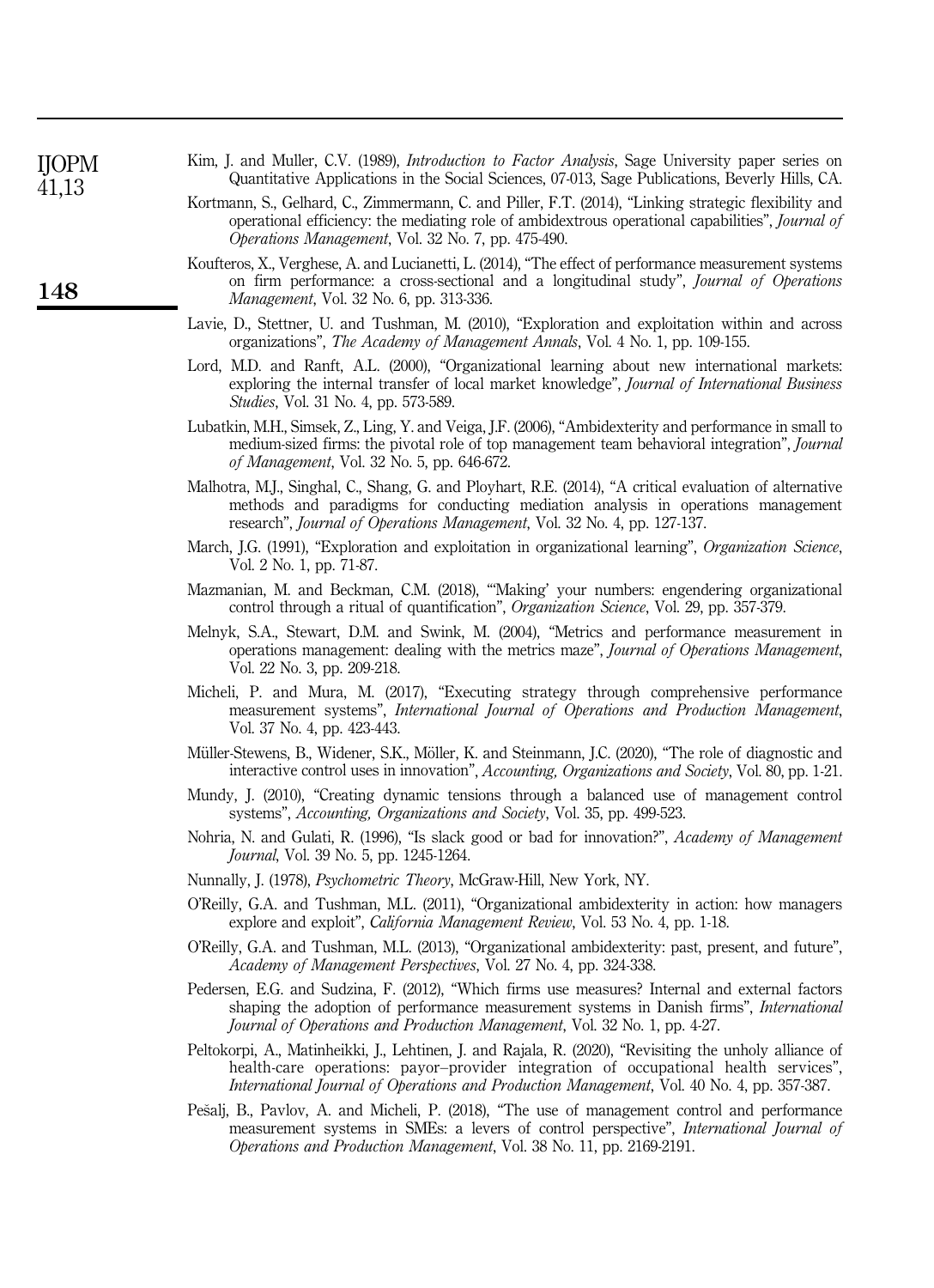Kim, J. and Muller, C.V. (1989), *Introduction to Factor Analysis*, Sage University paper series on Quantitative Applications in the Social Sciences, 07-013, Sage Publications, Beverly Hills, CA.

Kortmann, S., Gelhard, C., Zimmermann, C. and Piller, F.T. (2014), "Linking strategic flexibility and operational efficiency: the mediating role of ambidextrous operational capabilities", *Journal of Operations Management*, Vol. 32 No. 7, pp. 475-490.

Koufteros, X., Verghese, A. and Lucianetti, L. (2014), "The effect of performance measurement systems on firm performance: a cross-sectional and a longitudinal study", *Journal of Operations Management*, Vol. 32 No. 6, pp. 313-336.

Lavie, D., Stettner, U. and Tushman, M. (2010), "Exploration and exploitation within and across organizations", *The Academy of Management Annals*, Vol. 4 No. 1, pp. 109-155.

Lord, M.D. and Ranft, A.L. (2000), "Organizational learning about new international markets: exploring the internal transfer of local market knowledge", *Journal of International Business Studies*, Vol. 31 No. 4, pp. 573-589.

Lubatkin, M.H., Simsek, Z., Ling, Y. and Veiga, J.F. (2006), "Ambidexterity and performance in small to medium-sized firms: the pivotal role of top management team behavioral integration", *Journal of Management*, Vol. 32 No. 5, pp. 646-672.

Malhotra, M.J., Singhal, C., Shang, G. and Ployhart, R.E. (2014), "A critical evaluation of alternative methods and paradigms for conducting mediation analysis in operations management research", *Journal of Operations Management*, Vol. 32 No. 4, pp. 127-137.

March, J.G. (1991), "Exploration and exploitation in organizational learning", *Organization Science*, Vol. 2 No. 1, pp. 71-87.

Mazmanian, M. and Beckman, C.M. (2018), "'Making' your numbers: engendering organizational control through a ritual of quantification", *Organization Science*, Vol. 29, pp. 357-379.

Melnyk, S.A., Stewart, D.M. and Swink, M. (2004), "Metrics and performance measurement in operations management: dealing with the metrics maze", *Journal of Operations Management*, Vol. 22 No. 3, pp. 209-218.

Micheli, P. and Mura, M. (2017), "Executing strategy through comprehensive performance measurement systems", *International Journal of Operations and Production Management*, Vol. 37 No. 4, pp. 423-443.

Müller-Stewens, B., Widener, S.K., Möller, K. and Steinmann, J.C. (2020), "The role of diagnostic and interactive control uses in innovation", *Accounting, Organizations and Society*, Vol. 80, pp. 1-21.

Mundy, J. (2010), "Creating dynamic tensions through a balanced use of management control systems", *Accounting, Organizations and Society*, Vol. 35, pp. 499-523.

Nohria, N. and Gulati, R. (1996), "Is slack good or bad for innovation?", *Academy of Management Journal*, Vol. 39 No. 5, pp. 1245-1264.

Nunnally, J. (1978), *Psychometric Theory*, McGraw-Hill, New York, NY.

O'Reilly, G.A. and Tushman, M.L. (2011), "Organizational ambidexterity in action: how managers explore and exploit", *California Management Review*, Vol. 53 No. 4, pp. 1-18.

O'Reilly, G.A. and Tushman, M.L. (2013), "Organizational ambidexterity: past, present, and future", *Academy of Management Perspectives*, Vol. 27 No. 4, pp. 324-338.

Pedersen, E.G. and Sudzina, F. (2012), "Which firms use measures? Internal and external factors shaping the adoption of performance measurement systems in Danish firms", *International Journal of Operations and Production Management*, Vol. 32 No. 1, pp. 4-27.

Peltokorpi, A., Matinheikki, J., Lehtinen, J. and Rajala, R. (2020), "Revisiting the unholy alliance of health-care operations: payor–provider integration of occupational health services", *International Journal of Operations and Production Management*, Vol. 40 No. 4, pp. 357-387.

Pešalj, B., Pavlov, A. and Micheli, P. (2018), "The use of management control and performance measurement systems in SMEs: a levers of control perspective", *International Journal of Operations and Production Management*, Vol. 38 No. 11, pp. 2169-2191.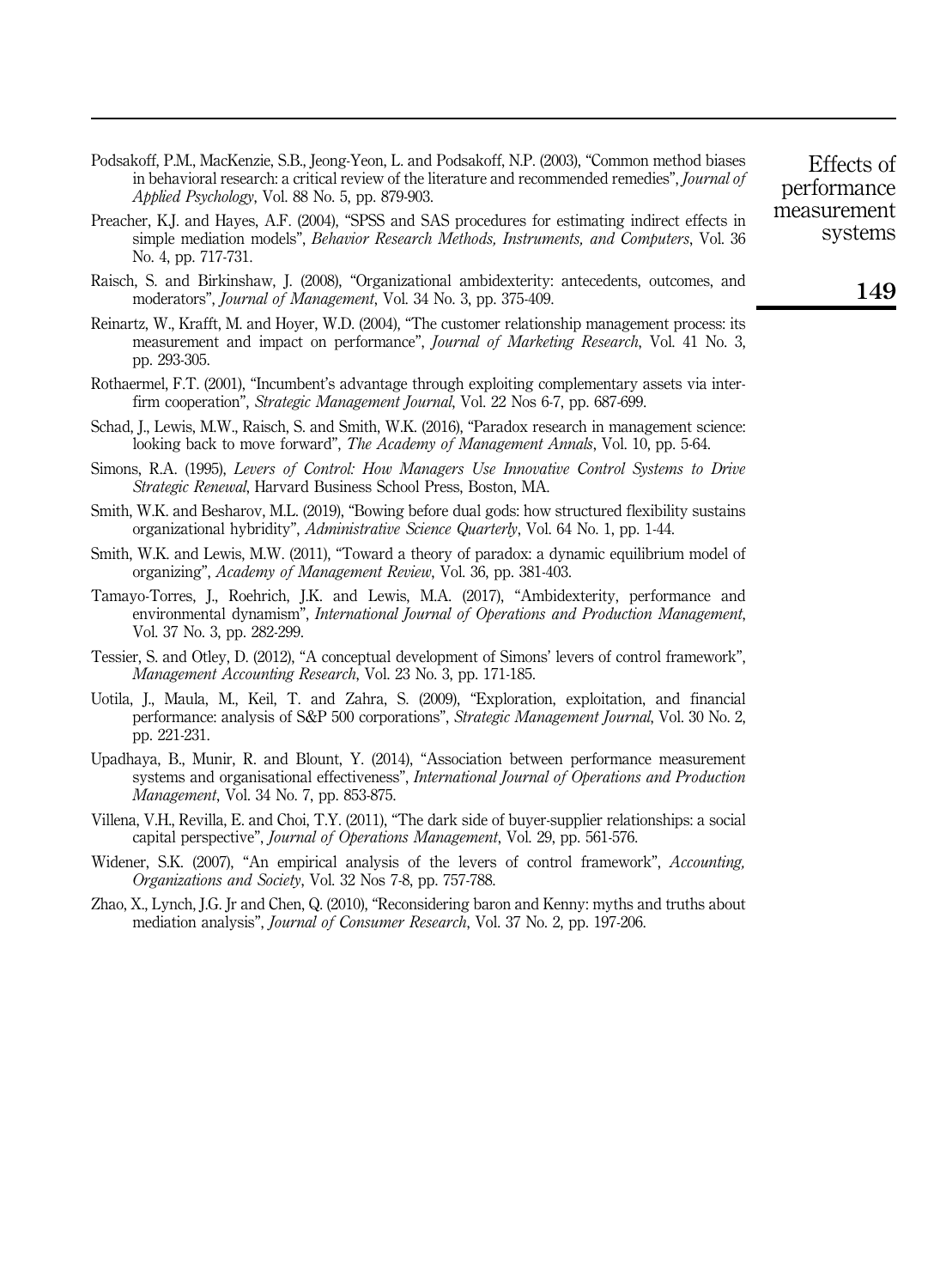Podsakoff, P.M., MacKenzie, S.B., Jeong-Yeon, L. and Podsakoff, N.P. (2003), "Common method biases in behavioral research: a critical review of the literature and recommended remedies", *Journal of Applied Psychology*, Vol. 88 No. 5, pp. 879-903.

Preacher, K.J. and Hayes, A.F. (2004), "SPSS and SAS procedures for estimating indirect effects in simple mediation models", *Behavior Research Methods, Instruments, and Computers*, Vol. 36 No. 4, pp. 717-731.

Raisch, S. and Birkinshaw, J. (2008), "Organizational ambidexterity: antecedents, outcomes, and moderators", *Journal of Management*, Vol. 34 No. 3, pp. 375-409.

Reinartz, W., Krafft, M. and Hoyer, W.D. (2004), "The customer relationship management process: its measurement and impact on performance", *Journal of Marketing Research*, Vol. 41 No. 3, pp. 293-305.

Rothaermel, F.T. (2001), "Incumbent's advantage through exploiting complementary assets via inter-firm cooperation", *Strategic Management Journal*, Vol. 22 Nos 6-7, pp. 687-699.

Schad, J., Lewis, M.W., Raisch, S. and Smith, W.K. (2016), "Paradox research in management science: looking back to move forward", *The Academy of Management Annals*, Vol. 10, pp. 5-64.

Simons, R.A. (1995), *Levers of Control: How Managers Use Innovative Control Systems to Drive Strategic Renewal*, Harvard Business School Press, Boston, MA.

Smith, W.K. and Besharov, M.L. (2019), "Bowing before dual gods: how structured flexibility sustains organizational hybridity", *Administrative Science Quarterly*, Vol. 64 No. 1, pp. 1-44.

Smith, W.K. and Lewis, M.W. (2011), "Toward a theory of paradox: a dynamic equilibrium model of organizing", *Academy of Management Review*, Vol. 36, pp. 381-403.

Tamayo-Torres, J., Roehrich, J.K. and Lewis, M.A. (2017), "Ambidexterity, performance and environmental dynamism", *International Journal of Operations and Production Management*, Vol. 37 No. 3, pp. 282-299.

Tessier, S. and Otley, D. (2012), "A conceptual development of Simons' levers of control framework", *Management Accounting Research*, Vol. 23 No. 3, pp. 171-185.

Uotila, J., Maula, M., Keil, T. and Zahra, S. (2009), "Exploration, exploitation, and financial performance: analysis of S&P 500 corporations", *Strategic Management Journal*, Vol. 30 No. 2, pp. 221-231.

Upadhaya, B., Munir, R. and Blount, Y. (2014), "Association between performance measurement systems and organisational effectiveness", *International Journal of Operations and Production Management*, Vol. 34 No. 7, pp. 853-875.

Villena, V.H., Revilla, E. and Choi, T.Y. (2011), "The dark side of buyer-supplier relationships: a social capital perspective", *Journal of Operations Management*, Vol. 29, pp. 561-576.

Widener, S.K. (2007), "An empirical analysis of the levers of control framework", *Accounting, Organizations and Society*, Vol. 32 Nos 7-8, pp. 757-788.

Zhao, X., Lynch, J.G. Jr and Chen, Q. (2010), "Reconsidering baron and Kenny: myths and truths about mediation analysis", *Journal of Consumer Research*, Vol. 37 No. 2, pp. 197-206.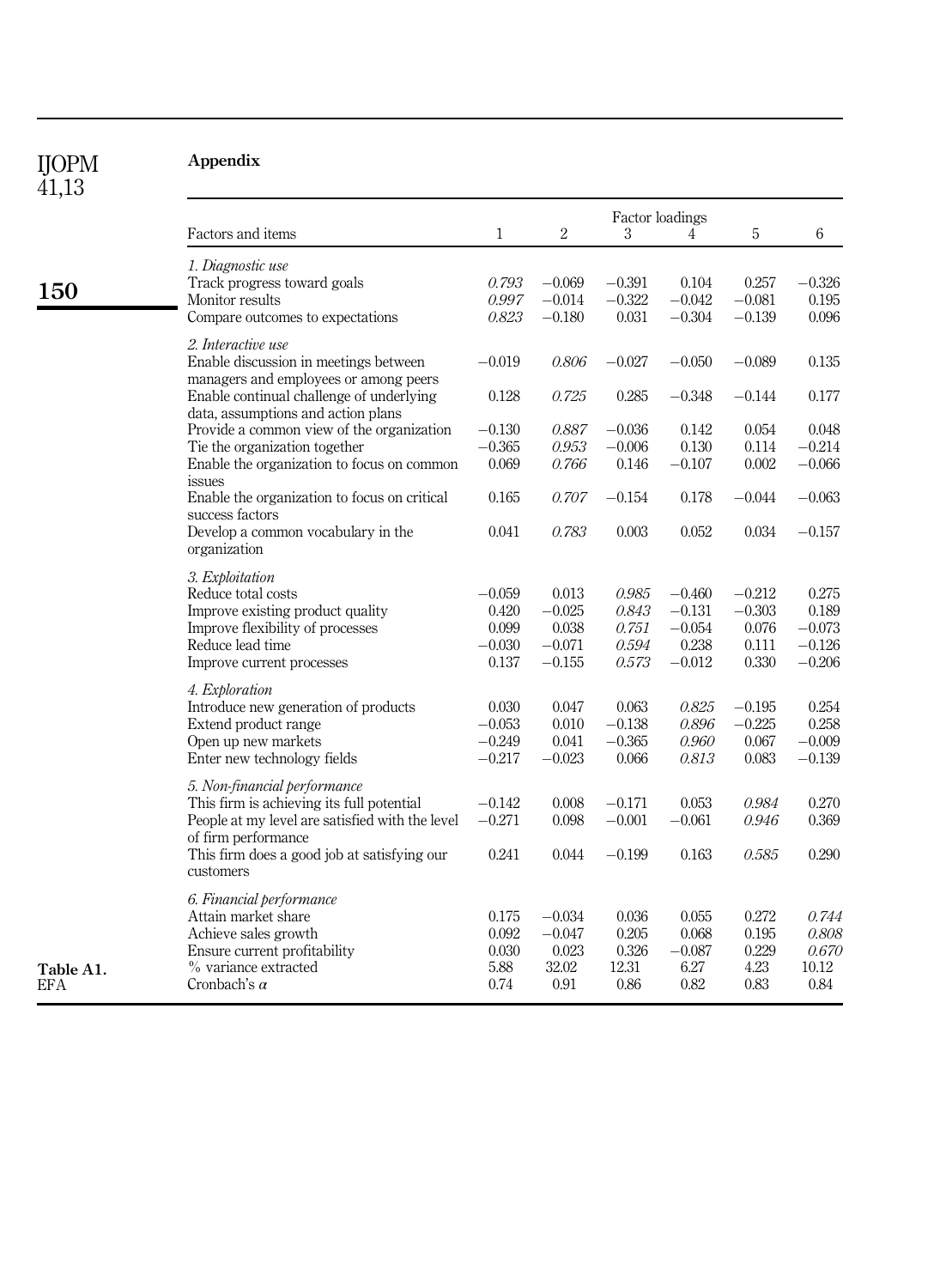## Appendix

Table A1. EFA

| Factors and items | Factor loadings | | | | | |
|---|---|---|---|---|---|---|
| | 1 | 2 | 3 | 4 | 5 | 6 |
| *1. Diagnostic use* | | | | | | |
| Track progress toward goals | *0.793* | −0.069 | −0.391 | 0.104 | 0.257 | −0.326 |
| Monitor results | *0.997* | −0.014 | −0.322 | −0.042 | −0.081 | 0.195 |
| Compare outcomes to expectations | *0.823* | −0.180 | 0.031 | −0.304 | −0.139 | 0.096 |
| *2. Interactive use* | | | | | | |
| Enable discussion in meetings between managers and employees or among peers | −0.019 | *0.806* | −0.027 | −0.050 | −0.089 | 0.135 |
| Enable continual challenge of underlying data, assumptions and action plans | 0.128 | *0.725* | 0.285 | −0.348 | −0.144 | 0.177 |
| Provide a common view of the organization | −0.130 | *0.887* | −0.036 | 0.142 | 0.054 | 0.048 |
| Tie the organization together | −0.365 | *0.953* | −0.006 | 0.130 | 0.114 | −0.214 |
| Enable the organization to focus on common issues | 0.069 | *0.766* | 0.146 | −0.107 | 0.002 | −0.066 |
| Enable the organization to focus on critical success factors | 0.165 | *0.707* | −0.154 | 0.178 | −0.044 | −0.063 |
| Develop a common vocabulary in the organization | 0.041 | *0.783* | 0.003 | 0.052 | 0.034 | −0.157 |
| *3. Exploitation* | | | | | | |
| Reduce total costs | −0.059 | 0.013 | *0.985* | −0.460 | −0.212 | 0.275 |
| Improve existing product quality | 0.420 | −0.025 | *0.843* | −0.131 | −0.303 | 0.189 |
| Improve flexibility of processes | 0.099 | 0.038 | *0.751* | −0.054 | 0.076 | −0.073 |
| Reduce lead time | −0.030 | −0.071 | *0.594* | 0.238 | 0.111 | −0.126 |
| Improve current processes | 0.137 | −0.155 | *0.573* | −0.012 | 0.330 | −0.206 |
| *4. Exploration* | | | | | | |
| Introduce new generation of products | 0.030 | 0.047 | 0.063 | *0.825* | −0.195 | 0.254 |
| Extend product range | −0.053 | 0.010 | −0.138 | *0.896* | −0.225 | 0.258 |
| Open up new markets | −0.249 | 0.041 | −0.365 | *0.960* | 0.067 | −0.009 |
| Enter new technology fields | −0.217 | −0.023 | 0.066 | *0.813* | 0.083 | −0.139 |
| *5. Non-financial performance* | | | | | | |
| This firm is achieving its full potential | −0.142 | 0.008 | −0.171 | 0.053 | *0.984* | 0.270 |
| People at my level are satisfied with the level of firm performance | −0.271 | 0.098 | −0.001 | −0.061 | *0.946* | 0.369 |
| This firm does a good job at satisfying our customers | 0.241 | 0.044 | −0.199 | 0.163 | *0.585* | 0.290 |
| *6. Financial performance* | | | | | | |
| Attain market share | 0.175 | −0.034 | 0.036 | 0.055 | 0.272 | *0.744* |
| Achieve sales growth | 0.092 | −0.047 | 0.205 | 0.068 | 0.195 | *0.808* |
| Ensure current profitability | 0.030 | 0.023 | 0.326 | −0.087 | 0.229 | *0.670* |
| % variance extracted | 5.88 | 32.02 | 12.31 | 6.27 | 4.23 | 10.12 |
| Cronbach's $\alpha$ | 0.74 | 0.91 | 0.86 | 0.82 | 0.83 | 0.84 |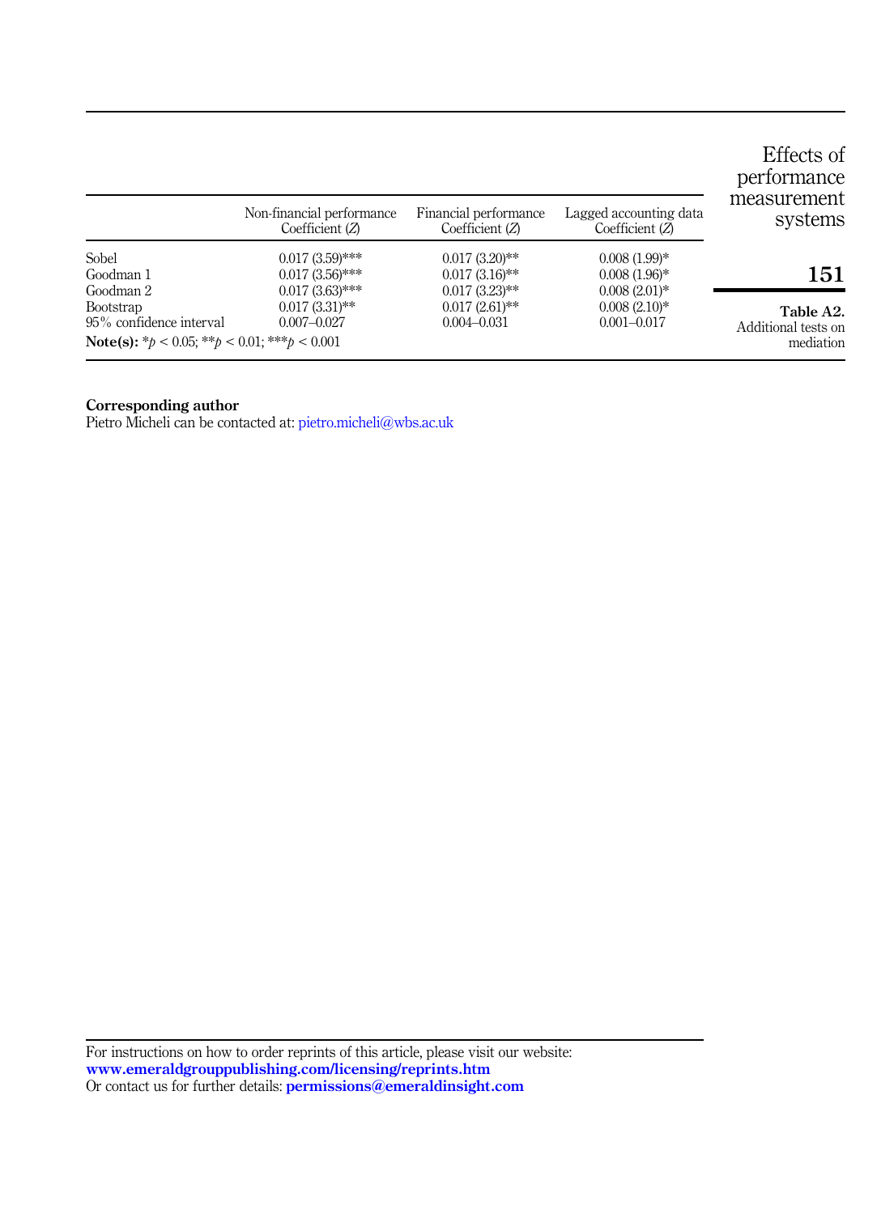**Table A2.** Additional tests on mediation

| | Non-financial performance Coefficient (Z) | Financial performance Coefficient (Z) | Lagged accounting data Coefficient (Z) |
|---|---|---|---|
| Sobel | 0.017 (3.59)*** | 0.017 (3.20)** | 0.008 (1.99)* |
| Goodman 1 | 0.017 (3.56)*** | 0.017 (3.16)** | 0.008 (1.96)* |
| Goodman 2 | 0.017 (3.63)*** | 0.017 (3.23)** | 0.008 (2.01)* |
| Bootstrap | 0.017 (3.31)** | 0.017 (2.61)** | 0.008 (2.10)* |
| 95% confidence interval | 0.007–0.027 | 0.004–0.031 | 0.001–0.017 |

**Note(s):** *$p < 0.05$; **$p < 0.01$; ***$p < 0.001$

**Corresponding author**

Pietro Micheli can be contacted at: pietro.micheli@wbs.ac.uk

For instructions on how to order reprints of this article, please visit our website:
**www.emeraldgrouppublishing.com/licensing/reprints.htm**
Or contact us for further details: **permissions@emeraldinsight.com**